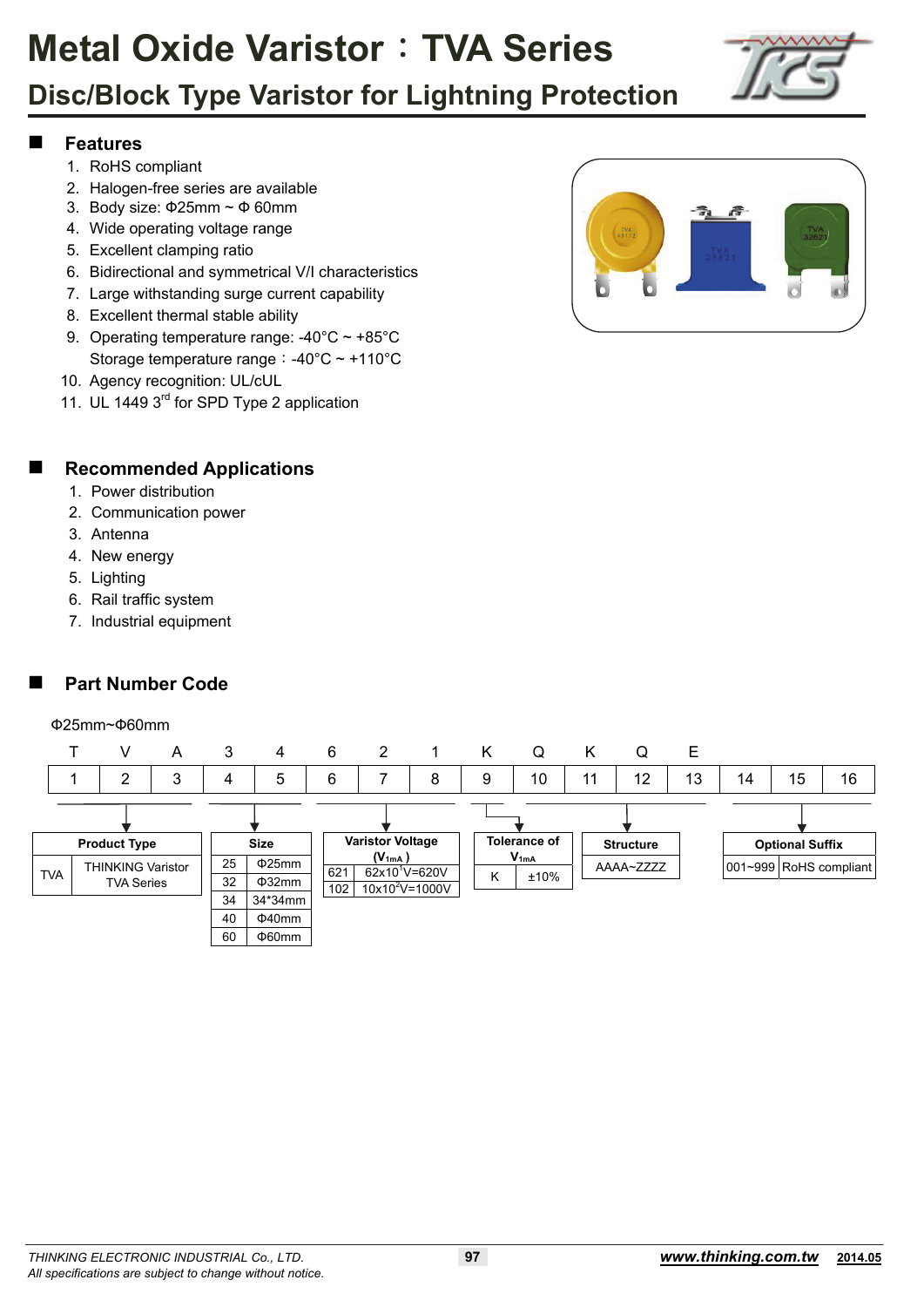# Metal Oxide Varistor：TVA Series

## Disc/Block Type Varistor for Lightning Protection

## Features

1. RoHS compliant
2. Halogen-free series are available
3. Body size: Φ25mm ~ Φ 60mm
4. Wide operating voltage range
5. Excellent clamping ratio
6. Bidirectional and symmetrical V/I characteristics
7. Large withstanding surge current capability
8. Excellent thermal stable ability
9. Operating temperature range: -40°C ~ +85°C
   Storage temperature range：-40°C ~ +110°C
10. Agency recognition: UL/cUL
11. UL 1449 3rd for SPD Type 2 application

## Recommended Applications

1. Power distribution
2. Communication power
3. Antenna
4. New energy
5. Lighting
6. Rail traffic system
7. Industrial equipment

## Part Number Code

Φ25mm~Φ60mm

| T | V | A | 3 | 4 | 6 | 2 | 1 | K | Q | K | Q | E | | | |
|---|---|---|---|---|---|---|---|---|---|---|---|---|---|---|---|
| 1 | 2 | 3 | 4 | 5 | 6 | 7 | 8 | 9 | 10 | 11 | 12 | 13 | 14 | 15 | 16 |

**Product Type**

| TVA | THINKING Varistor TVA Series |
|---|---|

**Size**

| Code | Size |
|---|---|
| 25 | Φ25mm |
| 32 | Φ32mm |
| 34 | 34*34mm |
| 40 | Φ40mm |
| 60 | Φ60mm |

**Varistor Voltage ($V_{1mA}$)**

| Code | Voltage |
|---|---|
| 621 | $62\times10^{1}$V=620V |
| 102 | $10\times10^{2}$V=1000V |

**Tolerance of $V_{1mA}$**

| K | ±10% |
|---|---|

**Structure**

AAAA~ZZZZ

**Optional Suffix**

| 001~999 | RoHS compliant |
|---|---|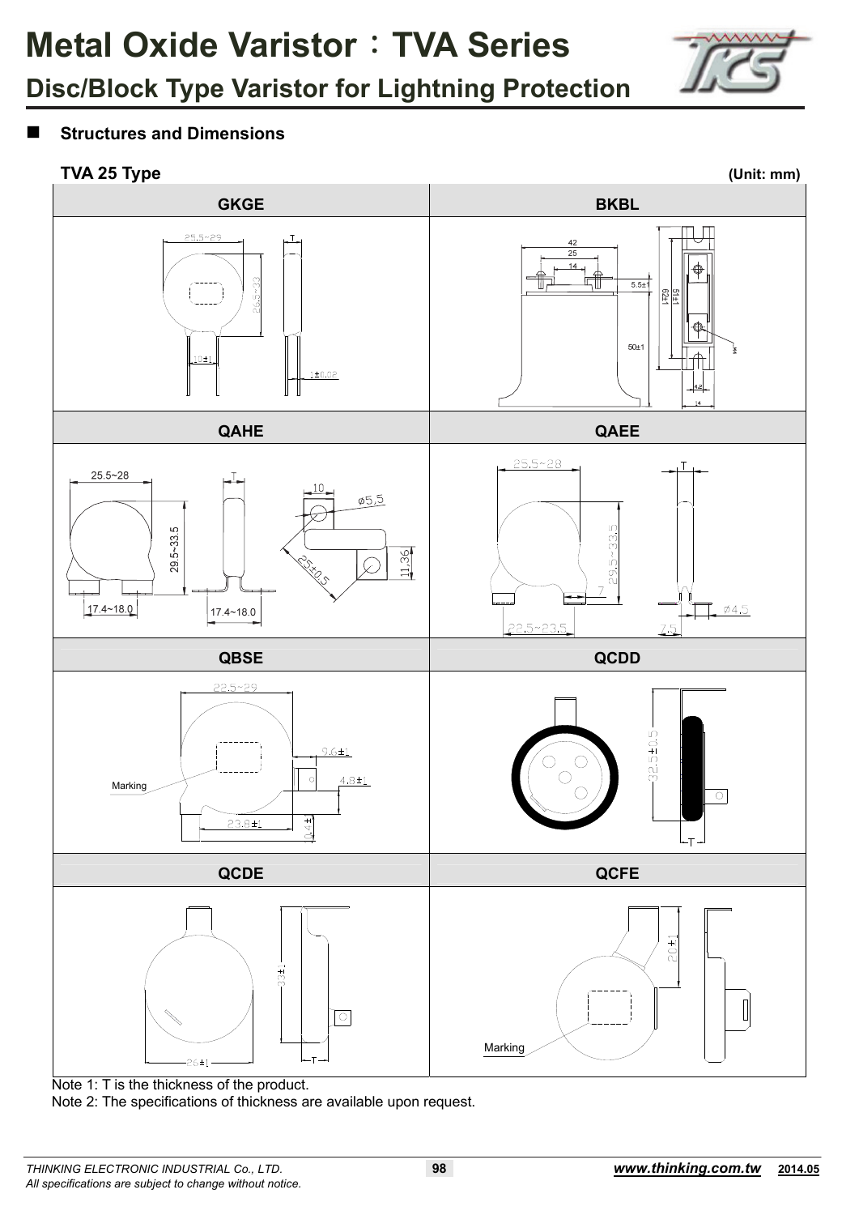# Metal Oxide Varistor：TVA Series

## Disc/Block Type Varistor for Lightning Protection

### ■ Structures and Dimensions

**TVA 25 Type** **(Unit: mm)**

| GKGE | BKBL |
|---|---|
| 25.5~29, T, 26.5~33, 10±1, 1±0.02 | 42, 25, 14, 5.5±1, 62±1, 51±1, 50±1, M4, 4.2, 14 |
| **QAHE** | **QAEE** |
| 25.5~28, T, 29.5~33.5, 17.4~18.0, 17.4~18.0, 10, ø5.5, 25±0.5, 11.36 | 25.5~28, T, 29.5~33.5, 7, 22.5~23.5, ø4.5, 7.5 |
| **QBSE** | **QCDD** |
| 22.5~29, Marking, 9.6±1, 4.8±1, 23.8±1, 10.4±1 | 32.5±0.5, T |
| **QCDE** | **QCFE** |
| 33±1, 26±1, T | 20±1, Marking |

Note 1: T is the thickness of the product.

Note 2: The specifications of thickness are available upon request.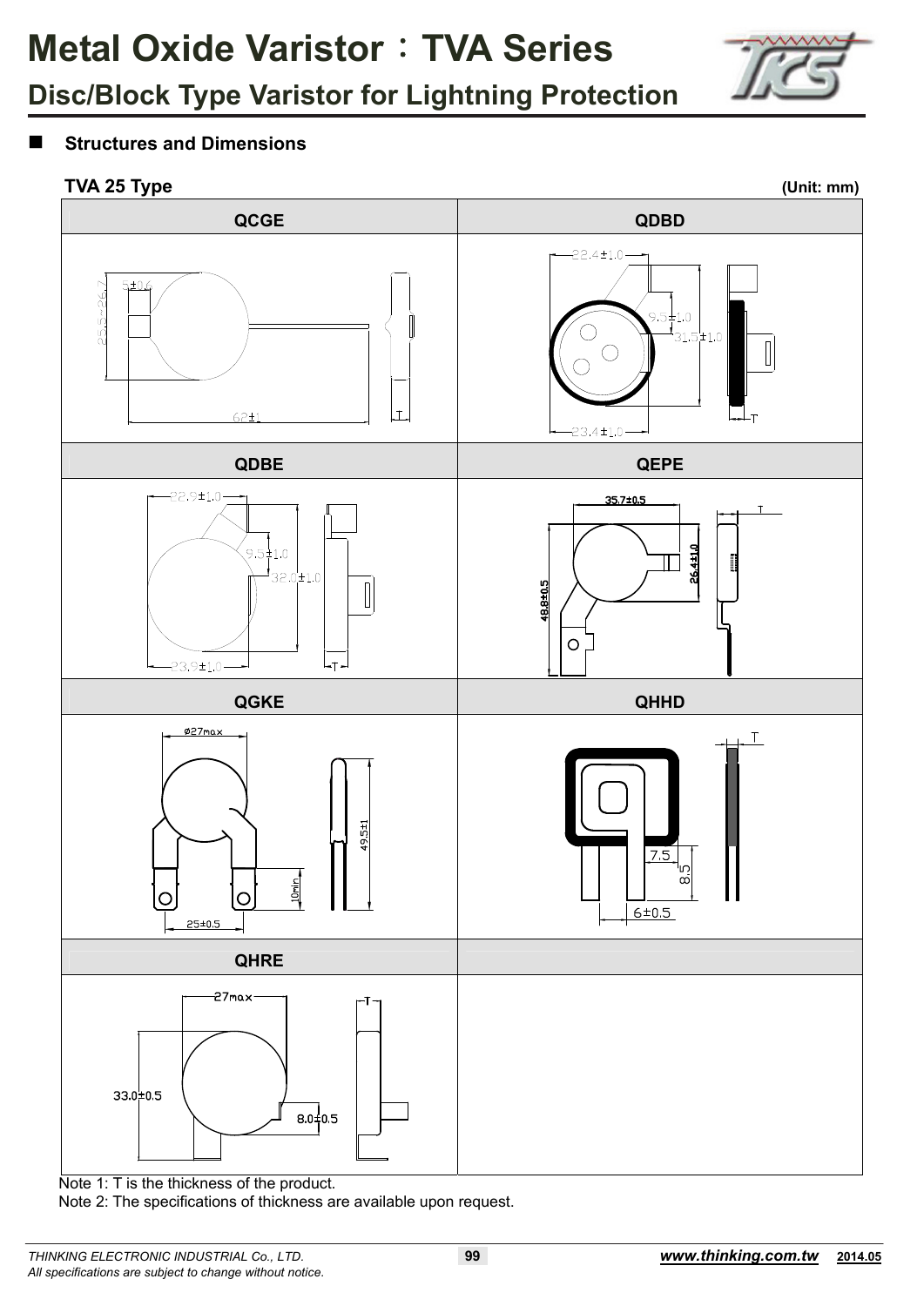# Metal Oxide Varistor：TVA Series

## Disc/Block Type Varistor for Lightning Protection

- **Structures and Dimensions**

**TVA 25 Type** **(Unit: mm)**

| QCGE | QDBD |
|---|---|
| 5±0.6, 23.5~26.7, 62±1, T | 22.4±1.0, 9.5±1.0, 31.5±1.0, 23.4±1.0, T |
| **QDBE** | **QEPE** |
| 22.9±1.0, 9.5±1.0, 32.0±1.0, 23.9±1.0, T | 35.7±0.5, 26.4±1.0, 48.8±0.5, T |
| **QGKE** | **QHHD** |
| ø27max, 49.5±1, 10min, 25±0.5 | T, 7.5, 8.5, 6±0.5 |
| **QHRE** | |
| 27max, T, 33.0±0.5, 8.0±0.5 | |

Note 1: T is the thickness of the product.

Note 2: The specifications of thickness are available upon request.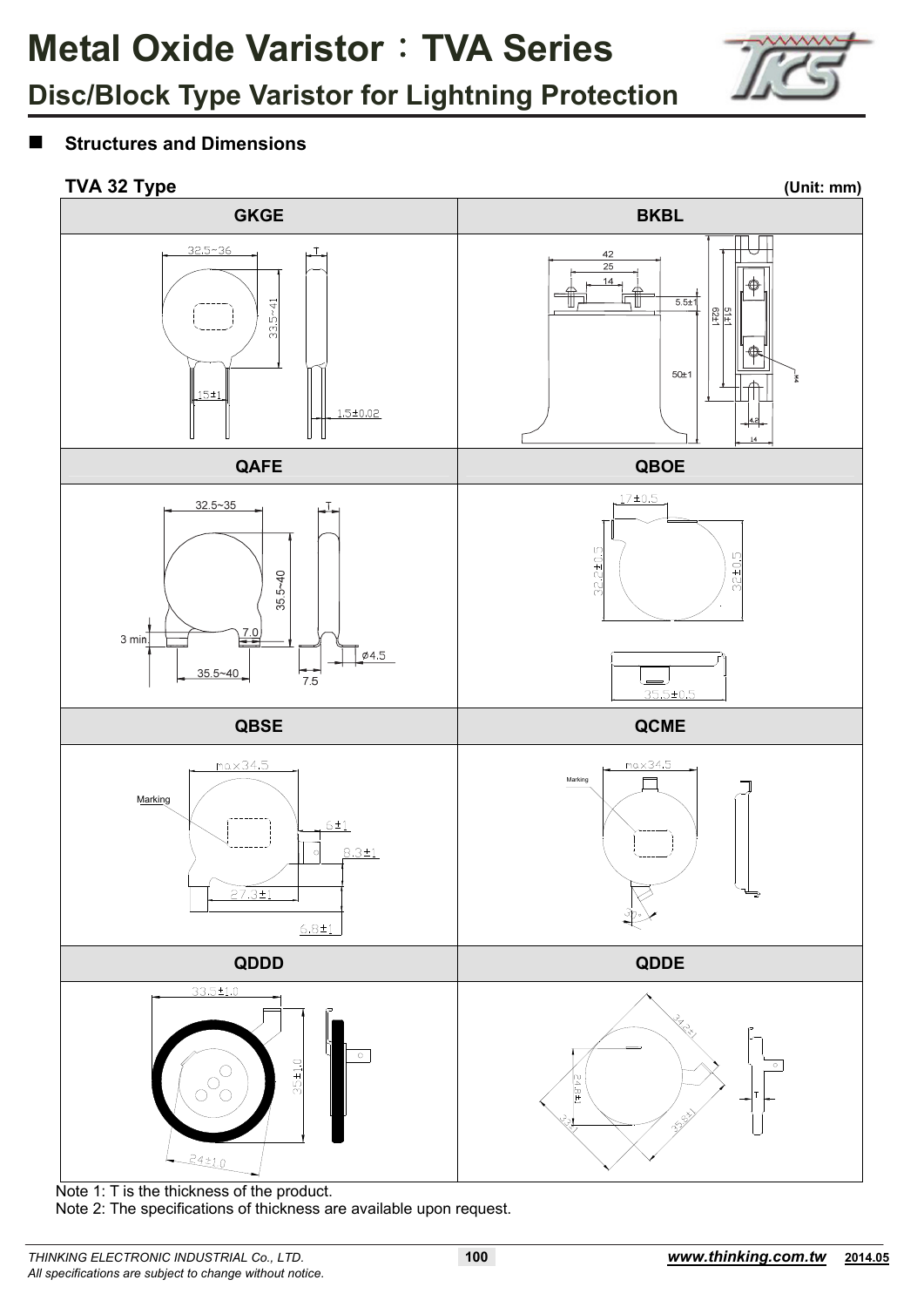# Metal Oxide Varistor：TVA Series

## Disc/Block Type Varistor for Lightning Protection

- **Structures and Dimensions**

### TVA 32 Type

**(Unit: mm)**

| GKGE | BKBL |
|---|---|
| 32.5~36, T, 33.5~41, 15±1, 1.5±0.02 | 42, 25, 14, 5.5±1, 62±1, 51±1, 50±1, M4, 4.2, 14 |

| QAFE | QBOE |
|---|---|
| 32.5~35, T, 35.5~40, 3 min, 7.0, Ø4.5, 35.5~40, 7.5 | 17±0.5, 32.2±0.5, 32±0.5, 35.5±0.5 |

| QBSE | QCME |
|---|---|
| max34.5, Marking, 6±1, 8.3±1, 27.3±1, 6.8±1 | max34.5, Marking, 30° |

| QDDD | QDDE |
|---|---|
| 33.5±1.0, 35±1.0, 24±1.0 | 34.2±1, 24.8±1, 3±1, 35.8±1, T |

Note 1: T is the thickness of the product.
Note 2: The specifications of thickness are available upon request.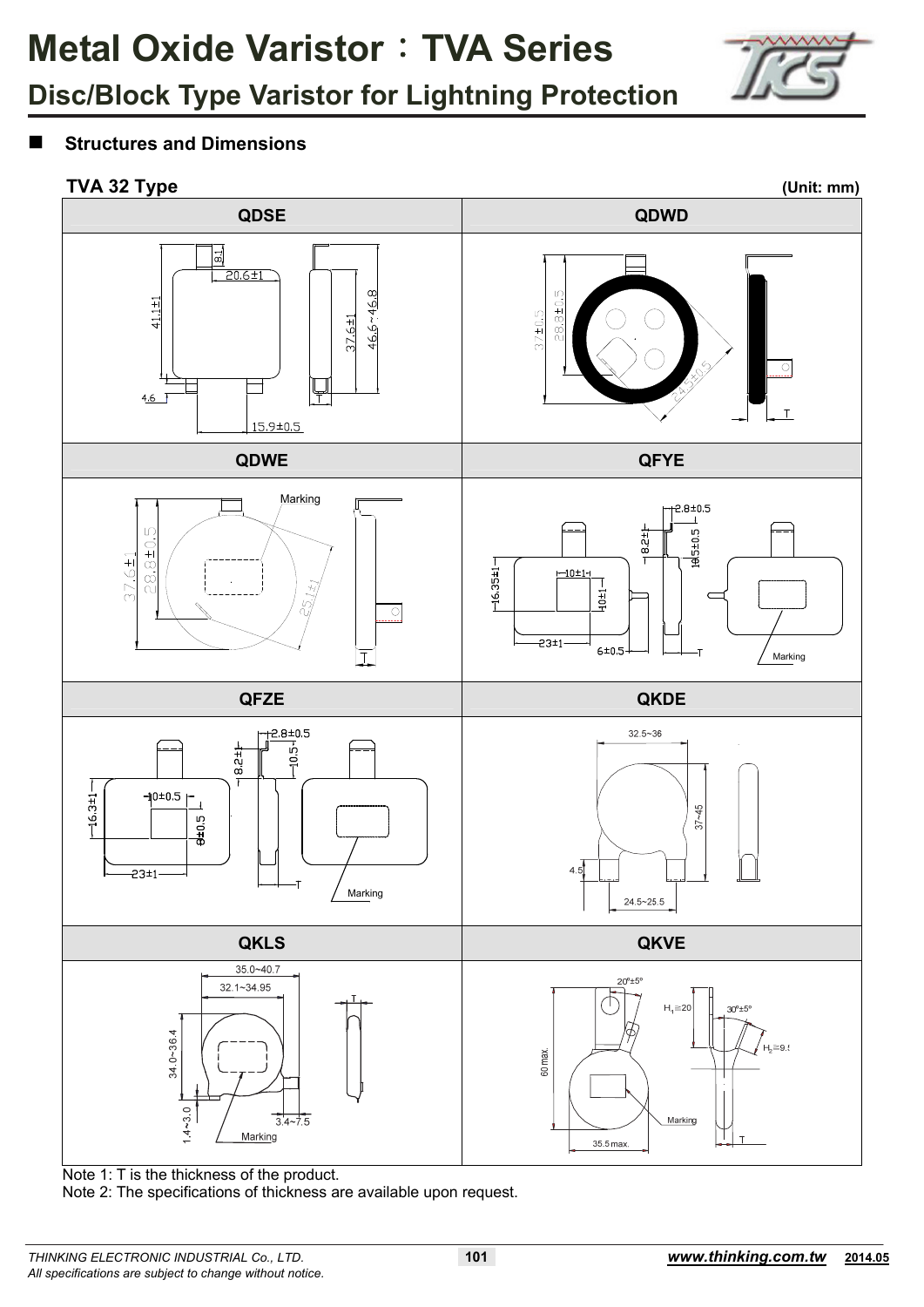# Metal Oxide Varistor：TVA Series

## Disc/Block Type Varistor for Lightning Protection

### ■ Structures and Dimensions

**TVA 32 Type** **(Unit: mm)**

| QDSE | QDWD |
|---|---|
| 8.1, 20.6±1, 41.1±1, 37.6±1, 46.6~46.8, 4.6, 15.9±0.5, T | 37±0.5, 28.8±0.5, 24.5±0.5, T |

| QDWE | QFYE |
|---|---|
| Marking, 37.6±1, 28.8±0.5, 25.1±1, T | 2.8±0.5, 8.2±1, 10.5±0.5, 16.35±1, 10±1, 10±1, 23±1, 6±0.5, T, Marking |

| QFZE | QKDE |
|---|---|
| 2.8±0.5, 8.2±1, 10.5, 16.3±1, 10±0.5, 8±0.5, 23±1, T, Marking | 32.5~36, 37~45, 4.5, 24.5~25.5 |

| QKLS | QKVE |
|---|---|
| 35.0~40.7, 32.1~34.95, T, 34.0~36.4, 1.4~3.0, 3.4~7.5, Marking | 20°±5°, H1≧20, 30°±5°, H2≧9.5, 60 max., Marking, 35.5 max., T |

Note 1: T is the thickness of the product.

Note 2: The specifications of thickness are available upon request.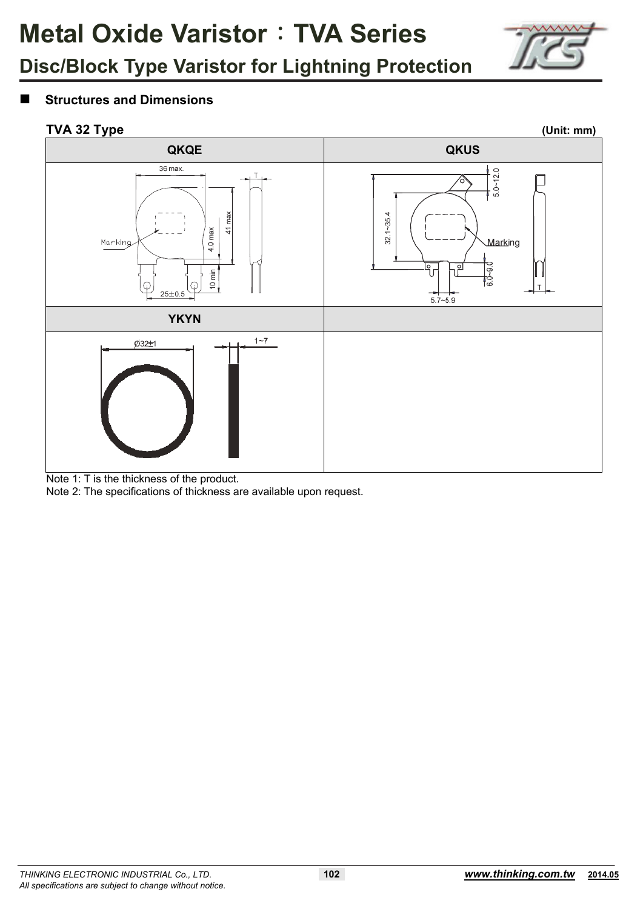# Metal Oxide Varistor：TVA Series

## Disc/Block Type Varistor for Lightning Protection

■ **Structures and Dimensions**

**TVA 32 Type** **(Unit: mm)**

| QKQE | QKUS |
|---|---|
| 36 max.; T; 41 max; 4.0 max; Marking; 10 min; 25±0.5 | 5.0~12.0; 32.1~35.4; Marking; 6.0~9.0; 5.7~5.9; T |
| **YKYN** | |
| Ø32±1; 1~7 | |

Note 1: T is the thickness of the product.
Note 2: The specifications of thickness are available upon request.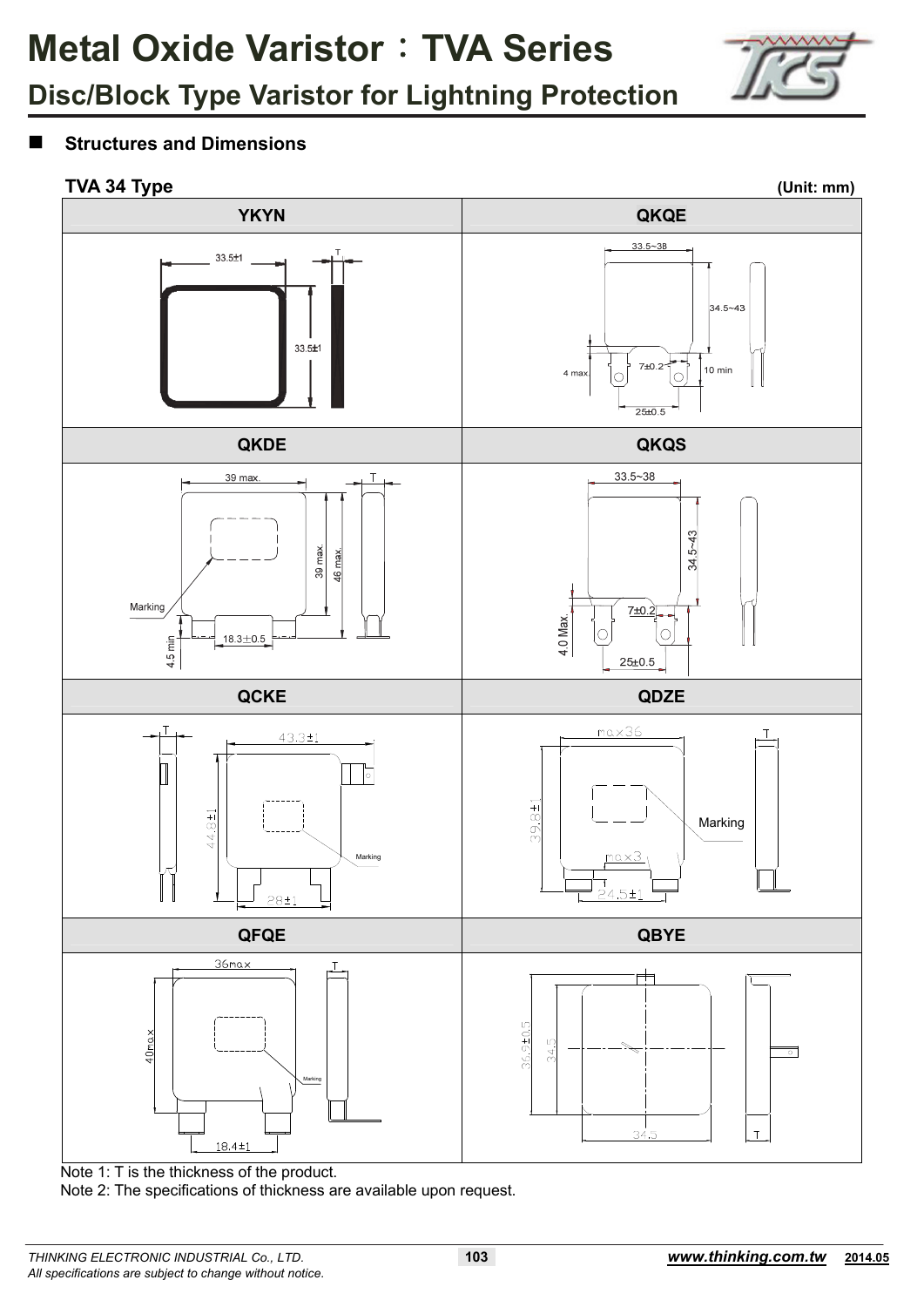# Metal Oxide Varistor：TVA Series

## Disc/Block Type Varistor for Lightning Protection

### ■ Structures and Dimensions

**TVA 34 Type** (Unit: mm)

| YKYN | QKQE |
|---|---|
| 33.5±1, 33.5±1, T | 33.5~38, 34.5~43, 4 max, 7±0.2, 10 min, 25±0.5 |

| QKDE | QKQS |
|---|---|
| 39 max., T, 39 max., 46 max., Marking, 4.5 min, 18.3±0.5 | 33.5~38, 34.5~43, 4.0 Max., 7±0.2, 25±0.5 |

| QCKE | QDZE |
|---|---|
| T, 43.3±1, 44.8±1, Marking, 28±1 | max36, T, 39.8±1, Marking, max3, 24.5±1 |

| QFQE | QBYE |
|---|---|
| 36max, T, 40max, Marking, 18.4±1 | 36.7±0.5, 34.5, 34.5, T |

Note 1: T is the thickness of the product.

Note 2: The specifications of thickness are available upon request.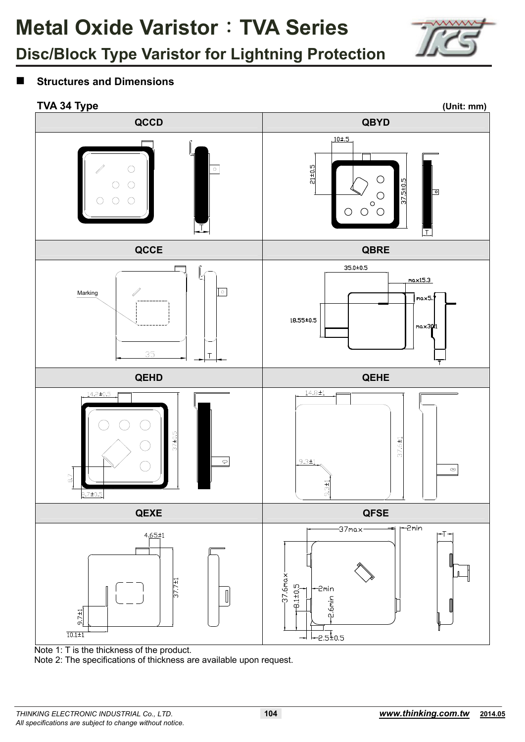# Metal Oxide Varistor：TVA Series

## Disc/Block Type Varistor for Lightning Protection

- **Structures and Dimensions**

**TVA 34 Type** (Unit: mm)

| QCCD | QBYD |
|---|---|
| | 10±.5, 21±0.5, 37.5±0.5, T |
| **QCCE** | **QBRE** |
| Marking, 35, T | 35.0±0.5, max15.3, max5.7, 18.55±0.5, max30.1, T |
| **QEHD** | **QEHE** |
| 14.2±0.5, 37±.5, 8.7, 6.7±0.5 | 14.8±1, 37.6±1, 9.3±1, 9.3±1 |
| **QEXE** | **QFSE** |
| 4.65±1, 37.7±1, 9.7±1, 10.1±1 | 37max, 2min, T, 37.6max, 8.1±0.5, 2min, 2.6min, 2.5±0.5 |

Note 1: T is the thickness of the product.

Note 2: The specifications of thickness are available upon request.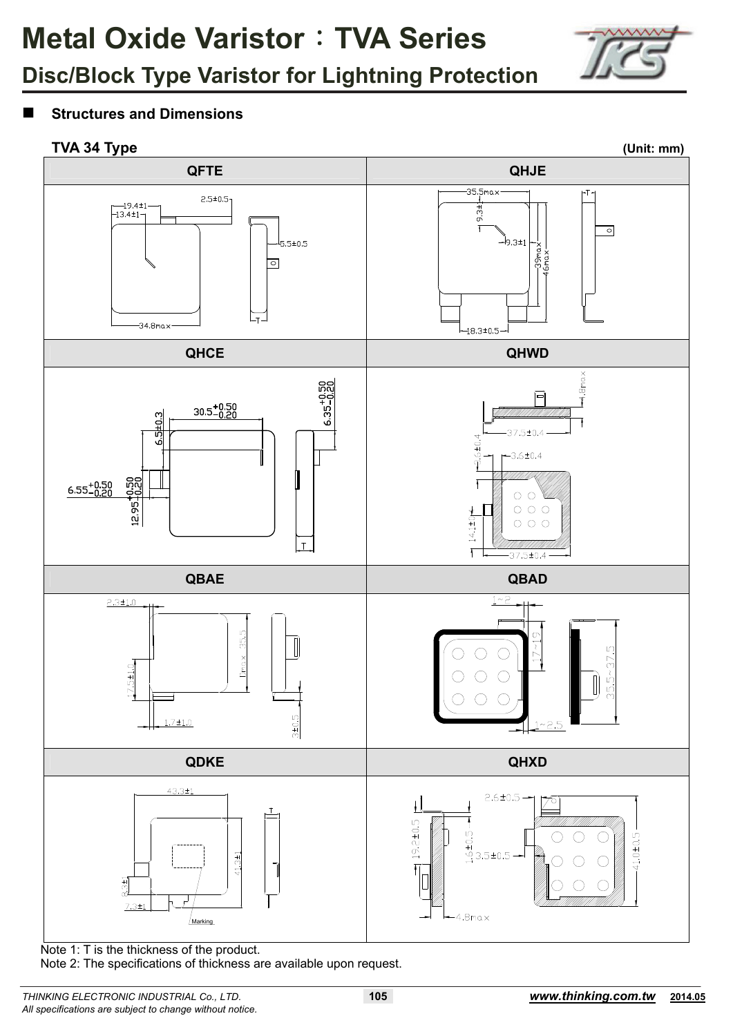# Metal Oxide Varistor：TVA Series

## Disc/Block Type Varistor for Lightning Protection

### Structures and Dimensions

**TVA 34 Type** (Unit: mm)

| QFTE | QHJE |
|---|---|
| 19.4±1, 13.4±1, 2.5±0.5, 5.5±0.5, 34.8max, T | 35.5max, 9.3±1, 9.3±1, 39max, 46max, 18.3±0.5, T |

| QHCE | QHWD |
|---|---|
| $30.5^{+0.50}_{-0.20}$, 6.5±0.3, $6.35^{+0.50}_{-0.20}$, $6.55^{+0.50}_{-0.20}$, $12.95^{+0.50}_{-0.20}$, T | 4.8max, 37.5±0.4, 3.6±0.4, 3.6±0.4, 14.1±0.4, 37.5±0.4 |

| QBAE | QBAD |
|---|---|
| 2.3±1.0, Pmax 35.5, 17.9±1.0, 1.7±1.0, 3±0.5 | 1~2, 17~19, 35.5~37.5, 1~2.5 |

| QDKE | QHXD |
|---|---|
| 43.3±1, 41.3±1, 8.3±1, 7.3±1, T, Marking | 2.6±0.5, 19.2±0.5, 16±0.5, 3.5±0.5, 41.0±0.5, 4.8max |

Note 1: T is the thickness of the product.

Note 2: The specifications of thickness are available upon request.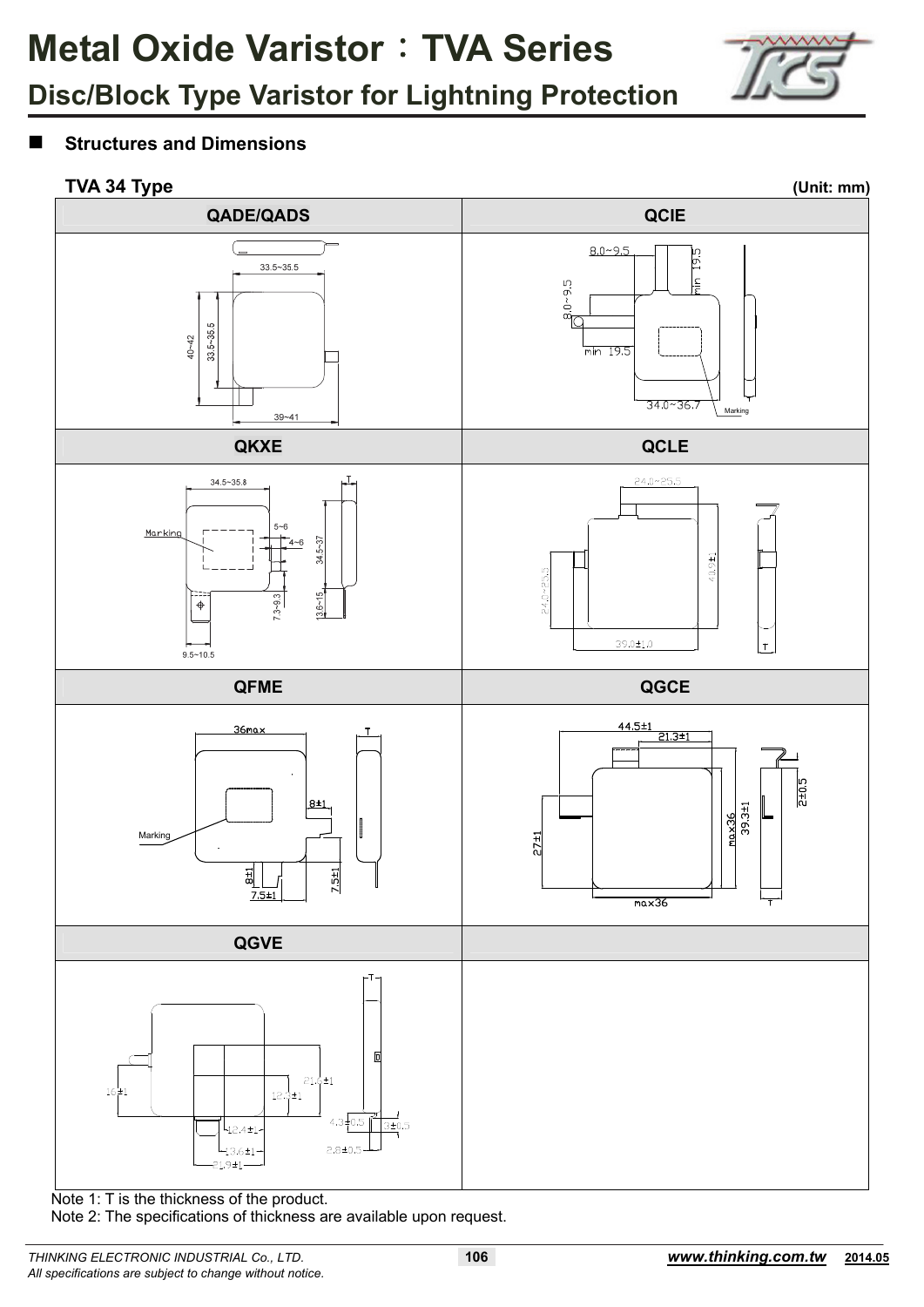# Metal Oxide Varistor：TVA Series

## Disc/Block Type Varistor for Lightning Protection

■ **Structures and Dimensions**

**TVA 34 Type** **(Unit: mm)**

| QADE/QADS | QCIE |
| --- | --- |
| 33.5~35.5, 40~42, 33.5~35.5, 39~41 | 8.0~9.5, 8.0~9.5, min 19.5, min 19.5, 34.0~36.7, Marking |
| **QKXE** | **QCLE** |
| 34.5~35.8, Marking, 5~6, 4~6, 34.5~37, 7.3~9.3, 13.6~15, 9.5~10.5, T | 24.0~25.5, 24.0~25.5, 40.0±1, 39.0±1.0, T |
| **QFME** | **QGCE** |
| 36max, Marking, 8±1, 8±1, 7.5±1, 7.5±1, T | 44.5±1, 21.3±1, 27±1, max36, 39.3±1, 2±0.5, max36, T |
| **QGVE** | |
| 16±1, 21.4±1, 18.0±1, 12.4±1, 13.6±1, 21.9±1, 4.3±0.5, 3±0.5, 2.8±0.5, T | |

Note 1: T is the thickness of the product.

Note 2: The specifications of thickness are available upon request.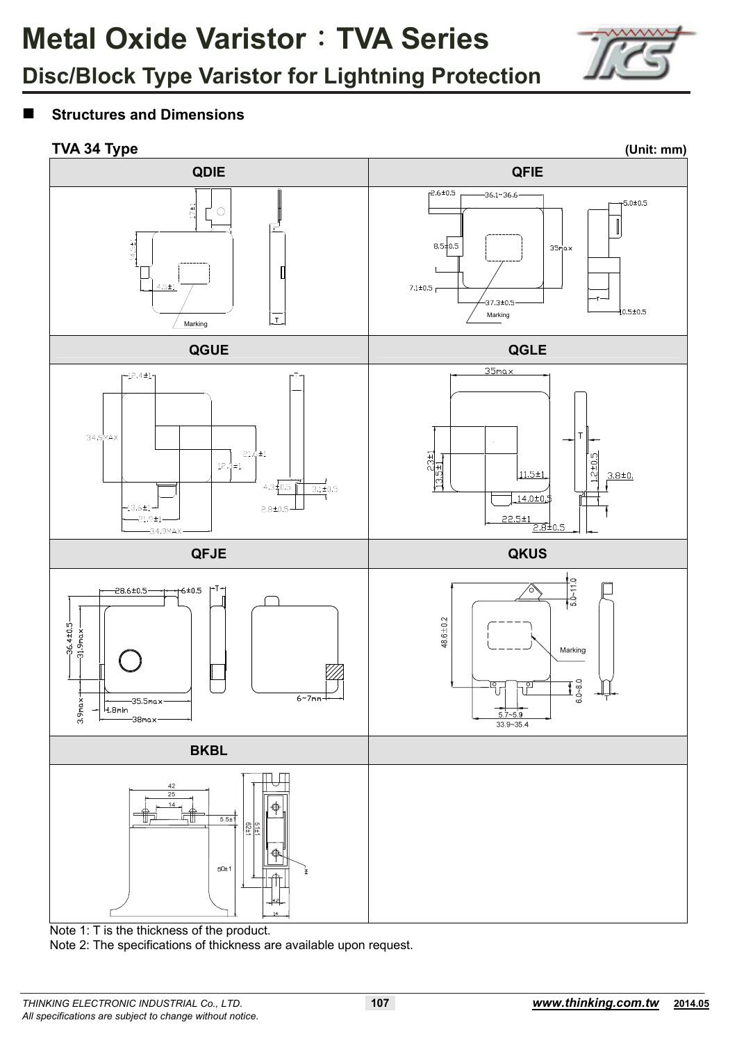# Metal Oxide Varistor：TVA Series

## Disc/Block Type Varistor for Lightning Protection

### ■ Structures and Dimensions

**TVA 34 Type** **(Unit: mm)**

| QDIE | QFIE |
|---|---|
| | |

| QGUE | QGLE |
|---|---|
| | |

| QFJE | QKUS |
|---|---|
| | |

| BKBL | |
|---|---|
| | |

Note 1: T is the thickness of the product.

Note 2: The specifications of thickness are available upon request.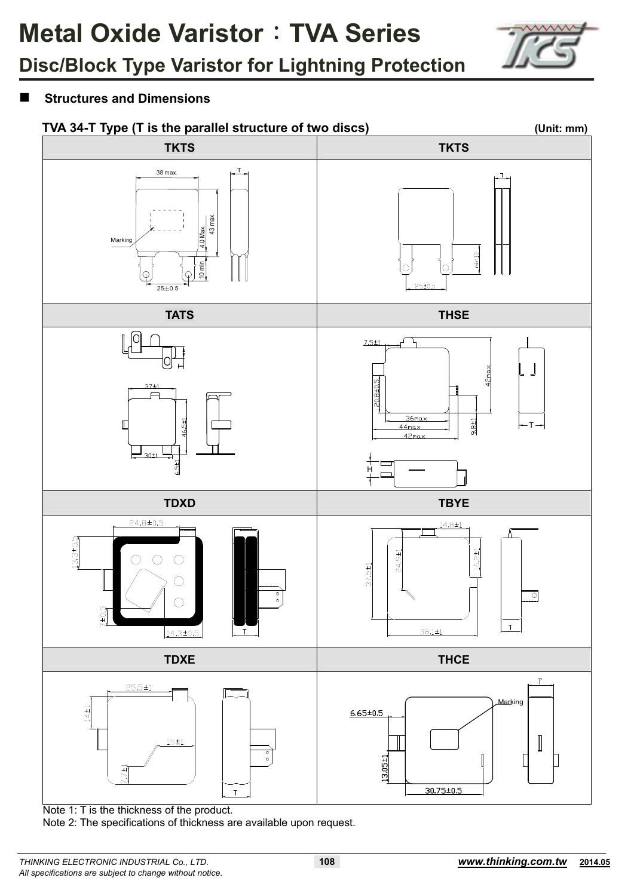# Metal Oxide Varistor：TVA Series

## Disc/Block Type Varistor for Lightning Protection

### ■ Structures and Dimensions

**TVA 34-T Type (T is the parallel structure of two discs)** **(Unit: mm)**

| TKTS | TKTS |
|---|---|
| 38 max., T, Marking, 4.0 Max., 43 max., 10 min, 25±0.5 | T, min 10, 25±0.5 |
| **TATS** | **THSE** |
| T, 37±1, 46.5±1, 30±1, 6.5±1 | 7.5±1, 20.8±0.5, 42max, 36max, 44max, 42max, 9.8±1, T, H |
| **TDXD** | **TBYE** |
| 24.8±0.5, 13.3±0.5, 7±0.5, 14.3±0.5, T | 14.8±1, 37.5±1, 24.9±1, 15.2±1, 38.1±1, T |
| **TDXE** | **THCE** |
| 25.5±1, 14±1, 15±1, 7.7±1, T | T, Marking, 6.65±0.5, 13.05±1, 30.75±0.5 |

Note 1: T is the thickness of the product.

Note 2: The specifications of thickness are available upon request.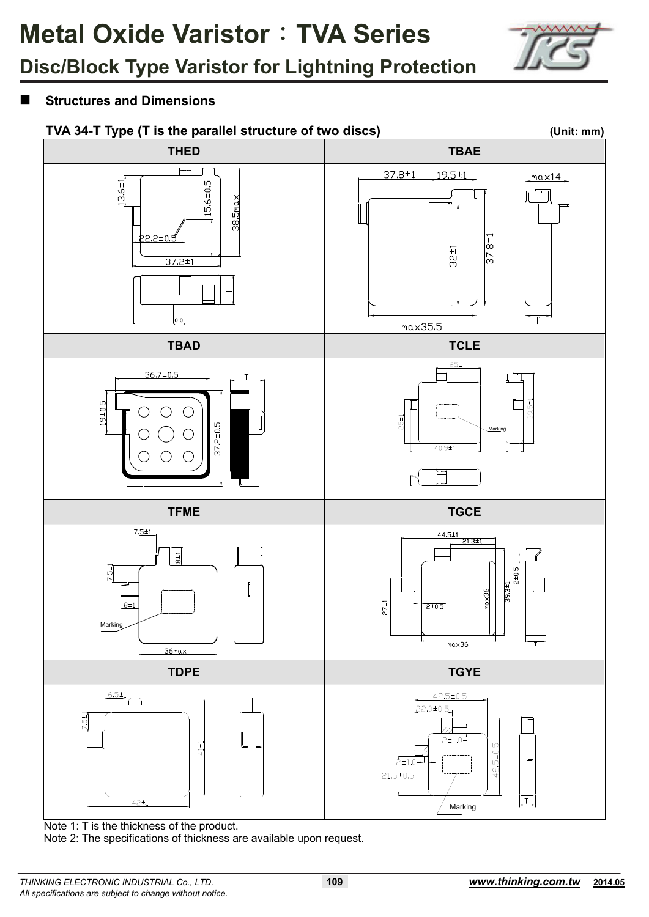# Metal Oxide Varistor：TVA Series

## Disc/Block Type Varistor for Lightning Protection

### ■ Structures and Dimensions

**TVA 34-T Type (T is the parallel structure of two discs)** **(Unit: mm)**

| THED | TBAE |
|---|---|
| 13.6±1, 15.6±0.5, 38.5max, 22.2±0.5, 37.2±1, T | 37.8±1, 19.5±1, max14, 32±1, 37.8±1, T, max35.5 |

| TBAD | TCLE |
|---|---|
| 36.7±0.5, T, 19±0.5, 37.2±0.5 | 25±1, 25±1, 39.5±1, Marking, 40.0±1, T |

| TFME | TGCE |
|---|---|
| 7.5±1, 8±1, 7.5±1, 8±1, Marking, 36max | 44.5±1, 21.3±1, 2±0.5, 39.3±1, max36, 27±1, 2±0.5, max36 |

| TDPE | TGYE |
|---|---|
| 6.5±1, 7.5±1, 41±1, 42±1 | 42.5±0.5, 22.0±0.5, 2±1.0, 2±1.0, 21.5±0.5, 42.5±0.5, Marking, T |

Note 1: T is the thickness of the product.

Note 2: The specifications of thickness are available upon request.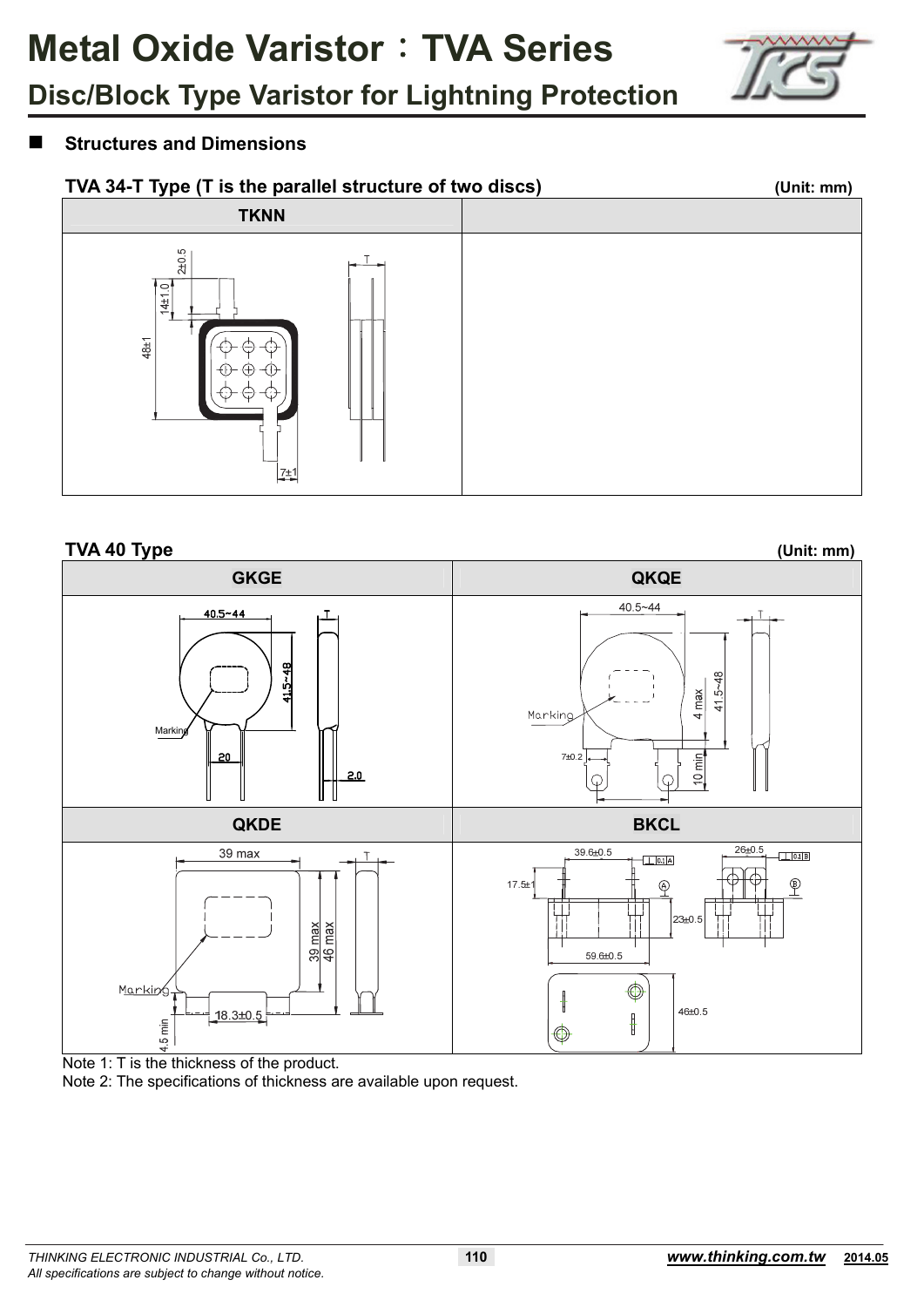# Metal Oxide Varistor：TVA Series

## Disc/Block Type Varistor for Lightning Protection

### Structures and Dimensions

**TVA 34-T Type (T is the parallel structure of two discs)** **(Unit: mm)**

| TKNN | |
|---|---|
| 2±0.5, 14±1.0, 48±1, 7±1, T | |

**TVA 40 Type** **(Unit: mm)**

| GKGE | QKQE |
|---|---|
| 40.5~44, 41.5~48, 20, 2.0, T, Marking | 40.5~44, 41.5~48, 4 max, 10 min, 7±0.2, T, Marking |

| QKDE | BKCL |
|---|---|
| 39 max, 39 max, 46 max, 18.3±0.5, 4.5 min, T, Marking | 39.6±0.5, 26±0.5, 17.5±1, 23±0.5, 59.6±0.5, 46±0.5 |

Note 1: T is the thickness of the product.

Note 2: The specifications of thickness are available upon request.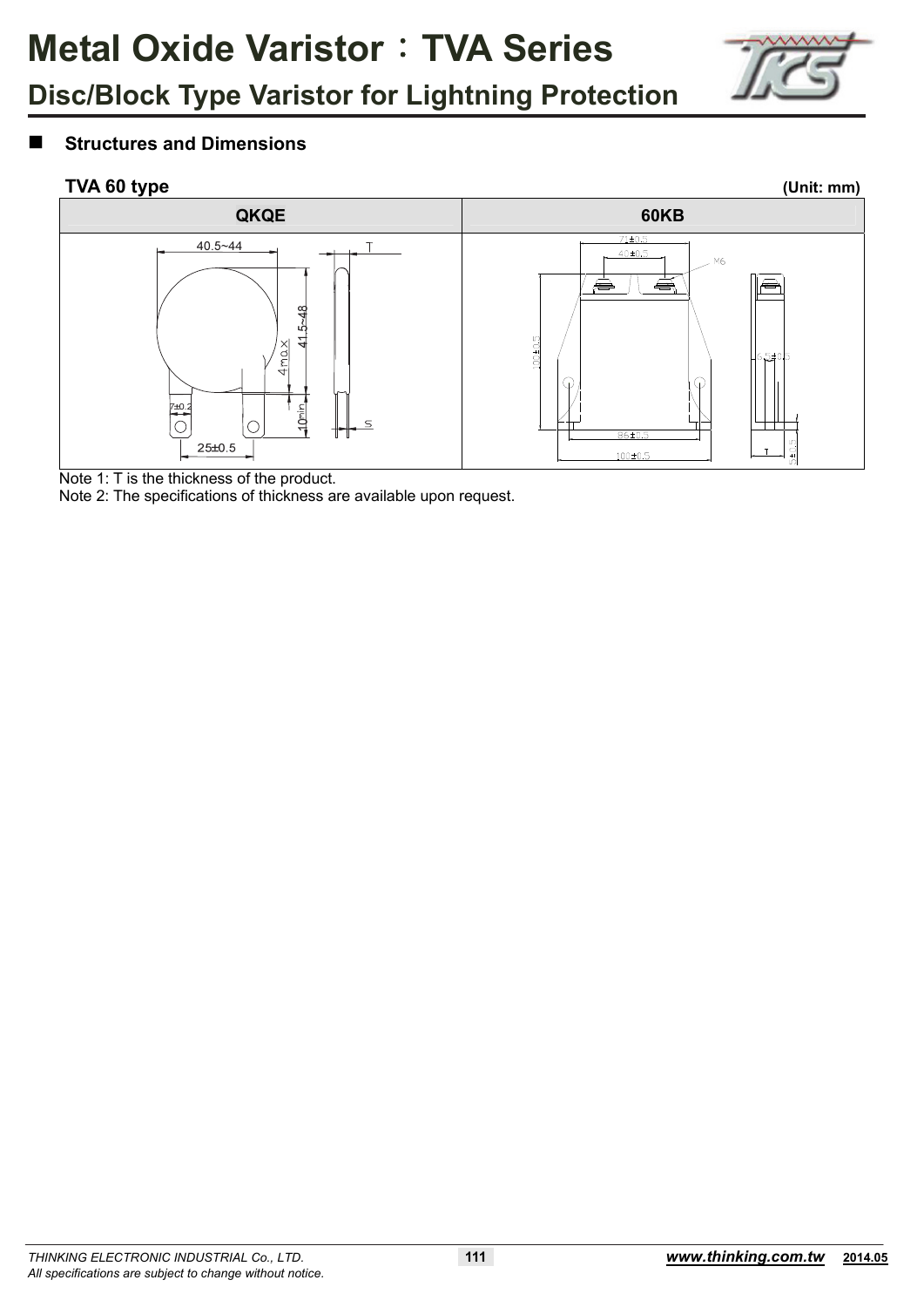# Metal Oxide Varistor：TVA Series

## Disc/Block Type Varistor for Lightning Protection

### ■ Structures and Dimensions

**TVA 60 type** **(Unit: mm)**

| QKQE | 60KB |
|---|---|
| 40.5~44, T, 41.5~48, 4max, 10min, 7±0.2, 25±0.5, S | 71±0.5, 40±0.5, M6, 100±0.5, 6.5±0.5, 86±0.5, 100±0.5, T |

Note 1: T is the thickness of the product.

Note 2: The specifications of thickness are available upon request.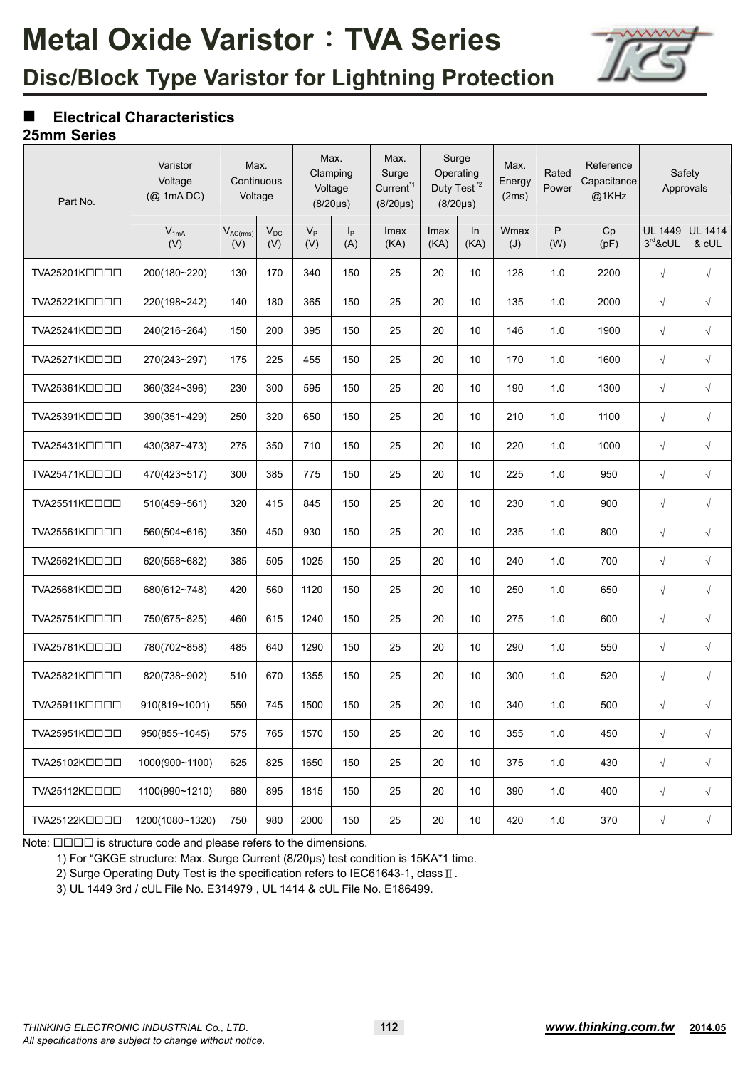# Metal Oxide Varistor：TVA Series

## Disc/Block Type Varistor for Lightning Protection

### ■ Electrical Characteristics

**25mm Series**

| Part No. | Varistor Voltage (@ 1mA DC) | Max. Continuous Voltage | | Max. Clamping Voltage (8/20μs) | | Max. Surge Current[*1] (8/20μs) | Surge Operating Duty Test[*2] (8/20μs) | | Max. Energy (2ms) | Rated Power | Reference Capacitance @1KHz | Safety Approvals | |
|---|---|---|---|---|---|---|---|---|---|---|---|---|---|
| | $V_{1mA}$ (V) | $V_{AC(rms)}$ (V) | $V_{DC}$ (V) | $V_P$ (V) | $I_P$ (A) | Imax (KA) | Imax (KA) | In (KA) | Wmax (J) | P (W) | Cp (pF) | UL 1449 3rd&cUL | UL 1414 & cUL |
| TVA25201K□□□□ | 200(180~220) | 130 | 170 | 340 | 150 | 25 | 20 | 10 | 128 | 1.0 | 2200 | √ | √ |
| TVA25221K□□□□ | 220(198~242) | 140 | 180 | 365 | 150 | 25 | 20 | 10 | 135 | 1.0 | 2000 | √ | √ |
| TVA25241K□□□□ | 240(216~264) | 150 | 200 | 395 | 150 | 25 | 20 | 10 | 146 | 1.0 | 1900 | √ | √ |
| TVA25271K□□□□ | 270(243~297) | 175 | 225 | 455 | 150 | 25 | 20 | 10 | 170 | 1.0 | 1600 | √ | √ |
| TVA25361K□□□□ | 360(324~396) | 230 | 300 | 595 | 150 | 25 | 20 | 10 | 190 | 1.0 | 1300 | √ | √ |
| TVA25391K□□□□ | 390(351~429) | 250 | 320 | 650 | 150 | 25 | 20 | 10 | 210 | 1.0 | 1100 | √ | √ |
| TVA25431K□□□□ | 430(387~473) | 275 | 350 | 710 | 150 | 25 | 20 | 10 | 220 | 1.0 | 1000 | √ | √ |
| TVA25471K□□□□ | 470(423~517) | 300 | 385 | 775 | 150 | 25 | 20 | 10 | 225 | 1.0 | 950 | √ | √ |
| TVA25511K□□□□ | 510(459~561) | 320 | 415 | 845 | 150 | 25 | 20 | 10 | 230 | 1.0 | 900 | √ | √ |
| TVA25561K□□□□ | 560(504~616) | 350 | 450 | 930 | 150 | 25 | 20 | 10 | 235 | 1.0 | 800 | √ | √ |
| TVA25621K□□□□ | 620(558~682) | 385 | 505 | 1025 | 150 | 25 | 20 | 10 | 240 | 1.0 | 700 | √ | √ |
| TVA25681K□□□□ | 680(612~748) | 420 | 560 | 1120 | 150 | 25 | 20 | 10 | 250 | 1.0 | 650 | √ | √ |
| TVA25751K□□□□ | 750(675~825) | 460 | 615 | 1240 | 150 | 25 | 20 | 10 | 275 | 1.0 | 600 | √ | √ |
| TVA25781K□□□□ | 780(702~858) | 485 | 640 | 1290 | 150 | 25 | 20 | 10 | 290 | 1.0 | 550 | √ | √ |
| TVA25821K□□□□ | 820(738~902) | 510 | 670 | 1355 | 150 | 25 | 20 | 10 | 300 | 1.0 | 520 | √ | √ |
| TVA25911K□□□□ | 910(819~1001) | 550 | 745 | 1500 | 150 | 25 | 20 | 10 | 340 | 1.0 | 500 | √ | √ |
| TVA25951K□□□□ | 950(855~1045) | 575 | 765 | 1570 | 150 | 25 | 20 | 10 | 355 | 1.0 | 450 | √ | √ |
| TVA25102K□□□□ | 1000(900~1100) | 625 | 825 | 1650 | 150 | 25 | 20 | 10 | 375 | 1.0 | 430 | √ | √ |
| TVA25112K□□□□ | 1100(990~1210) | 680 | 895 | 1815 | 150 | 25 | 20 | 10 | 390 | 1.0 | 400 | √ | √ |
| TVA25122K□□□□ | 1200(1080~1320) | 750 | 980 | 2000 | 150 | 25 | 20 | 10 | 420 | 1.0 | 370 | √ | √ |

Note: □□□□ is structure code and please refers to the dimensions.

1) For "GKGE structure: Max. Surge Current (8/20μs) test condition is 15KA*1 time.
2) Surge Operating Duty Test is the specification refers to IEC61643-1, class Ⅱ.
3) UL 1449 3rd / cUL File No. E314979 , UL 1414 & cUL File No. E186499.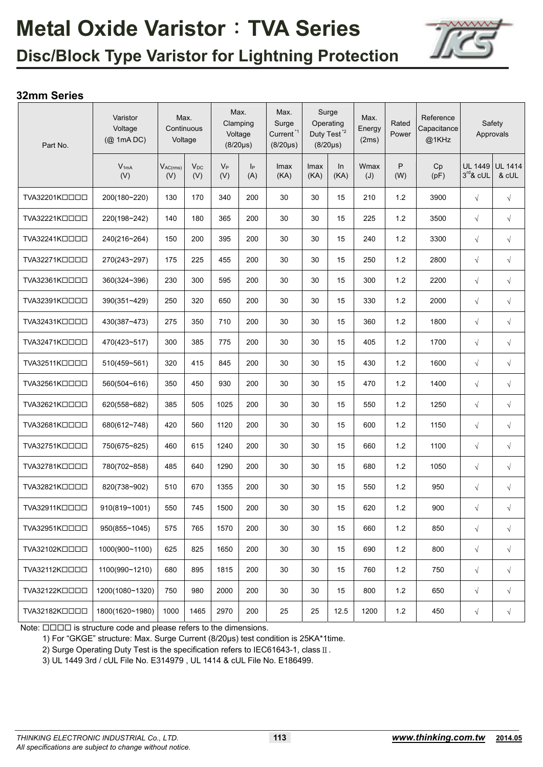# Metal Oxide Varistor：TVA Series

## Disc/Block Type Varistor for Lightning Protection

### 32mm Series

| Part No. | Varistor Voltage (@ 1mA DC) | Max. Continuous Voltage | | Max. Clamping Voltage (8/20μs) | | Max. Surge Current*1 (8/20μs) | Surge Operating Duty Test*2 (8/20μs) | | Max. Energy (2ms) | Rated Power | Reference Capacitance @1KHz | Safety Approvals | |
|---|---|---|---|---|---|---|---|---|---|---|---|---|---|
| | $V_{1mA}$ (V) | $V_{AC(rms)}$ (V) | $V_{DC}$ (V) | $V_P$ (V) | $I_P$ (A) | Imax (KA) | Imax (KA) | In (KA) | Wmax (J) | P (W) | Cp (pF) | UL 1449 3rd & cUL | UL 1414 & cUL |
| TVA32201K□□□□ | 200(180~220) | 130 | 170 | 340 | 200 | 30 | 30 | 15 | 210 | 1.2 | 3900 | √ | √ |
| TVA32221K□□□□ | 220(198~242) | 140 | 180 | 365 | 200 | 30 | 30 | 15 | 225 | 1.2 | 3500 | √ | √ |
| TVA32241K□□□□ | 240(216~264) | 150 | 200 | 395 | 200 | 30 | 30 | 15 | 240 | 1.2 | 3300 | √ | √ |
| TVA32271K□□□□ | 270(243~297) | 175 | 225 | 455 | 200 | 30 | 30 | 15 | 250 | 1.2 | 2800 | √ | √ |
| TVA32361K□□□□ | 360(324~396) | 230 | 300 | 595 | 200 | 30 | 30 | 15 | 300 | 1.2 | 2200 | √ | √ |
| TVA32391K□□□□ | 390(351~429) | 250 | 320 | 650 | 200 | 30 | 30 | 15 | 330 | 1.2 | 2000 | √ | √ |
| TVA32431K□□□□ | 430(387~473) | 275 | 350 | 710 | 200 | 30 | 30 | 15 | 360 | 1.2 | 1800 | √ | √ |
| TVA32471K□□□□ | 470(423~517) | 300 | 385 | 775 | 200 | 30 | 30 | 15 | 405 | 1.2 | 1700 | √ | √ |
| TVA32511K□□□□ | 510(459~561) | 320 | 415 | 845 | 200 | 30 | 30 | 15 | 430 | 1.2 | 1600 | √ | √ |
| TVA32561K□□□□ | 560(504~616) | 350 | 450 | 930 | 200 | 30 | 30 | 15 | 470 | 1.2 | 1400 | √ | √ |
| TVA32621K□□□□ | 620(558~682) | 385 | 505 | 1025 | 200 | 30 | 30 | 15 | 550 | 1.2 | 1250 | √ | √ |
| TVA32681K□□□□ | 680(612~748) | 420 | 560 | 1120 | 200 | 30 | 30 | 15 | 600 | 1.2 | 1150 | √ | √ |
| TVA32751K□□□□ | 750(675~825) | 460 | 615 | 1240 | 200 | 30 | 30 | 15 | 660 | 1.2 | 1100 | √ | √ |
| TVA32781K□□□□ | 780(702~858) | 485 | 640 | 1290 | 200 | 30 | 30 | 15 | 680 | 1.2 | 1050 | √ | √ |
| TVA32821K□□□□ | 820(738~902) | 510 | 670 | 1355 | 200 | 30 | 30 | 15 | 550 | 1.2 | 950 | √ | √ |
| TVA32911K□□□□ | 910(819~1001) | 550 | 745 | 1500 | 200 | 30 | 30 | 15 | 620 | 1.2 | 900 | √ | √ |
| TVA32951K□□□□ | 950(855~1045) | 575 | 765 | 1570 | 200 | 30 | 30 | 15 | 660 | 1.2 | 850 | √ | √ |
| TVA32102K□□□□ | 1000(900~1100) | 625 | 825 | 1650 | 200 | 30 | 30 | 15 | 690 | 1.2 | 800 | √ | √ |
| TVA32112K□□□□ | 1100(990~1210) | 680 | 895 | 1815 | 200 | 30 | 30 | 15 | 760 | 1.2 | 750 | √ | √ |
| TVA32122K□□□□ | 1200(1080~1320) | 750 | 980 | 2000 | 200 | 30 | 30 | 15 | 800 | 1.2 | 650 | √ | √ |
| TVA32182K□□□□ | 1800(1620~1980) | 1000 | 1465 | 2970 | 200 | 25 | 25 | 12.5 | 1200 | 1.2 | 450 | √ | √ |

Note: □□□□ is structure code and please refers to the dimensions.

1) For "GKGE" structure: Max. Surge Current (8/20μs) test condition is 25KA*1time.
2) Surge Operating Duty Test is the specification refers to IEC61643-1, class Ⅱ.
3) UL 1449 3rd / cUL File No. E314979 , UL 1414 & cUL File No. E186499.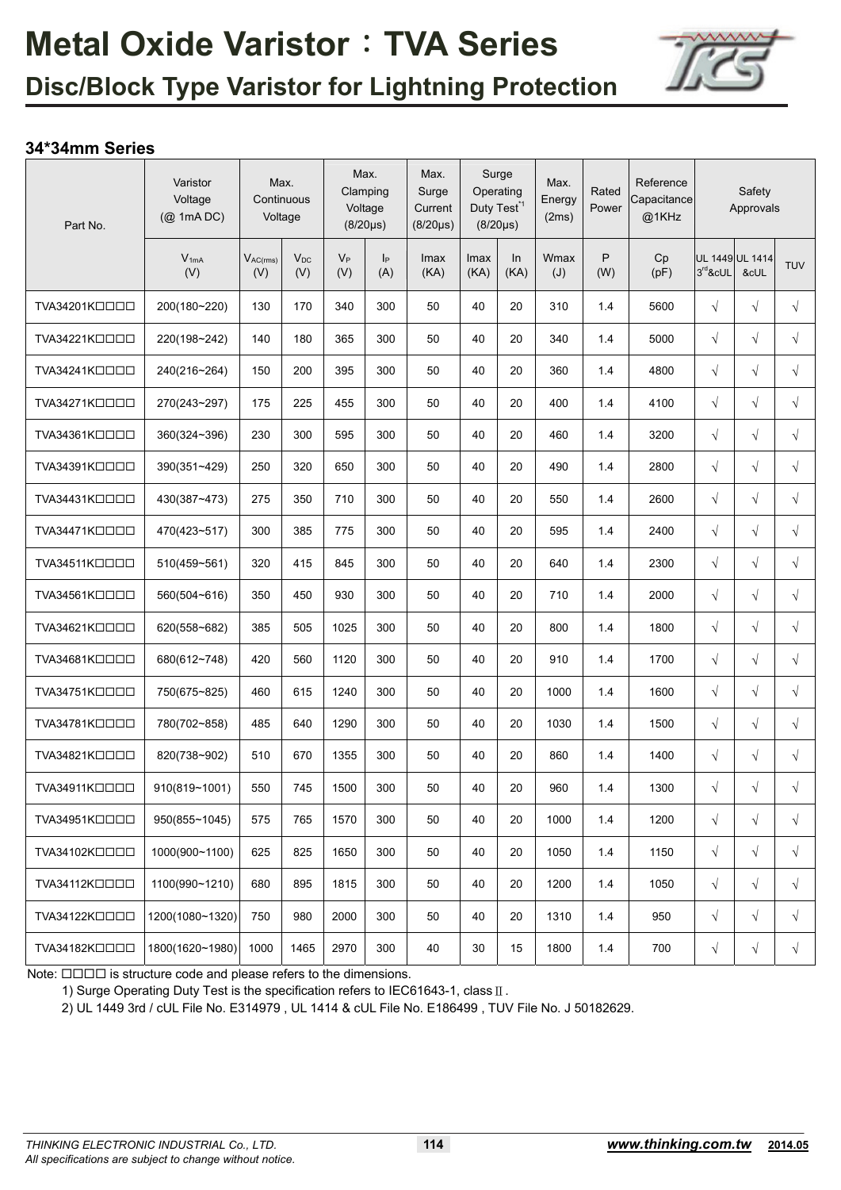# Metal Oxide Varistor：TVA Series

## Disc/Block Type Varistor for Lightning Protection

### 34*34mm Series

| Part No. | Varistor Voltage (@ 1mA DC) | Max. Continuous Voltage | | Max. Clamping Voltage (8/20μs) | | Max. Surge Current (8/20μs) | Surge Operating Duty Test[*1] (8/20μs) | | Max. Energy (2ms) | Rated Power | Reference Capacitance @1KHz | Safety Approvals | | |
|---|---|---|---|---|---|---|---|---|---|---|---|---|---|---|
| | $V_{1mA}$ (V) | $V_{AC(rms)}$ (V) | $V_{DC}$ (V) | $V_P$ (V) | $I_P$ (A) | Imax (KA) | Imax (KA) | In (KA) | Wmax (J) | P (W) | Cp (pF) | UL 1449 3[rd]&cUL | UL 1414 &cUL | TUV |
| TVA34201K□□□□ | 200(180~220) | 130 | 170 | 340 | 300 | 50 | 40 | 20 | 310 | 1.4 | 5600 | √ | √ | √ |
| TVA34221K□□□□ | 220(198~242) | 140 | 180 | 365 | 300 | 50 | 40 | 20 | 340 | 1.4 | 5000 | √ | √ | √ |
| TVA34241K□□□□ | 240(216~264) | 150 | 200 | 395 | 300 | 50 | 40 | 20 | 360 | 1.4 | 4800 | √ | √ | √ |
| TVA34271K□□□□ | 270(243~297) | 175 | 225 | 455 | 300 | 50 | 40 | 20 | 400 | 1.4 | 4100 | √ | √ | √ |
| TVA34361K□□□□ | 360(324~396) | 230 | 300 | 595 | 300 | 50 | 40 | 20 | 460 | 1.4 | 3200 | √ | √ | √ |
| TVA34391K□□□□ | 390(351~429) | 250 | 320 | 650 | 300 | 50 | 40 | 20 | 490 | 1.4 | 2800 | √ | √ | √ |
| TVA34431K□□□□ | 430(387~473) | 275 | 350 | 710 | 300 | 50 | 40 | 20 | 550 | 1.4 | 2600 | √ | √ | √ |
| TVA34471K□□□□ | 470(423~517) | 300 | 385 | 775 | 300 | 50 | 40 | 20 | 595 | 1.4 | 2400 | √ | √ | √ |
| TVA34511K□□□□ | 510(459~561) | 320 | 415 | 845 | 300 | 50 | 40 | 20 | 640 | 1.4 | 2300 | √ | √ | √ |
| TVA34561K□□□□ | 560(504~616) | 350 | 450 | 930 | 300 | 50 | 40 | 20 | 710 | 1.4 | 2000 | √ | √ | √ |
| TVA34621K□□□□ | 620(558~682) | 385 | 505 | 1025 | 300 | 50 | 40 | 20 | 800 | 1.4 | 1800 | √ | √ | √ |
| TVA34681K□□□□ | 680(612~748) | 420 | 560 | 1120 | 300 | 50 | 40 | 20 | 910 | 1.4 | 1700 | √ | √ | √ |
| TVA34751K□□□□ | 750(675~825) | 460 | 615 | 1240 | 300 | 50 | 40 | 20 | 1000 | 1.4 | 1600 | √ | √ | √ |
| TVA34781K□□□□ | 780(702~858) | 485 | 640 | 1290 | 300 | 50 | 40 | 20 | 1030 | 1.4 | 1500 | √ | √ | √ |
| TVA34821K□□□□ | 820(738~902) | 510 | 670 | 1355 | 300 | 50 | 40 | 20 | 860 | 1.4 | 1400 | √ | √ | √ |
| TVA34911K□□□□ | 910(819~1001) | 550 | 745 | 1500 | 300 | 50 | 40 | 20 | 960 | 1.4 | 1300 | √ | √ | √ |
| TVA34951K□□□□ | 950(855~1045) | 575 | 765 | 1570 | 300 | 50 | 40 | 20 | 1000 | 1.4 | 1200 | √ | √ | √ |
| TVA34102K□□□□ | 1000(900~1100) | 625 | 825 | 1650 | 300 | 50 | 40 | 20 | 1050 | 1.4 | 1150 | √ | √ | √ |
| TVA34112K□□□□ | 1100(990~1210) | 680 | 895 | 1815 | 300 | 50 | 40 | 20 | 1200 | 1.4 | 1050 | √ | √ | √ |
| TVA34122K□□□□ | 1200(1080~1320) | 750 | 980 | 2000 | 300 | 50 | 40 | 20 | 1310 | 1.4 | 950 | √ | √ | √ |
| TVA34182K□□□□ | 1800(1620~1980) | 1000 | 1465 | 2970 | 300 | 40 | 30 | 15 | 1800 | 1.4 | 700 | √ | √ | √ |

Note: □□□□ is structure code and please refers to the dimensions.

1) Surge Operating Duty Test is the specification refers to IEC61643-1, class Ⅱ.

2) UL 1449 3rd / cUL File No. E314979 , UL 1414 & cUL File No. E186499 , TUV File No. J 50182629.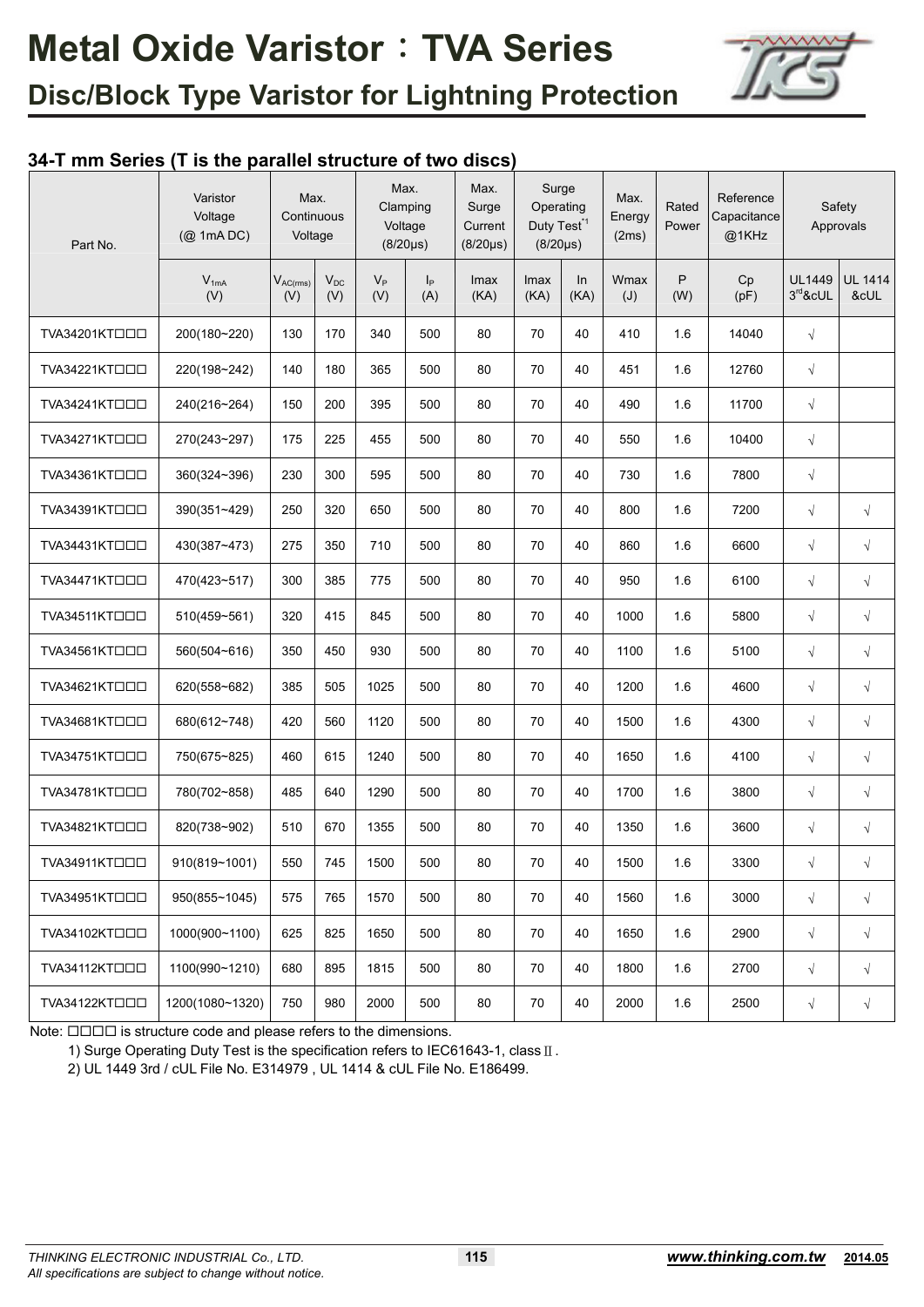# Metal Oxide Varistor：TVA Series

## Disc/Block Type Varistor for Lightning Protection

### 34-T mm Series (T is the parallel structure of two discs)

| Part No. | Varistor Voltage (@ 1mA DC) | Max. Continuous Voltage | | Max. Clamping Voltage (8/20μs) | | Max. Surge Current (8/20μs) | Surge Operating Duty Test[*1] (8/20μs) | | Max. Energy (2ms) | Rated Power | Reference Capacitance @1KHz | Safety Approvals | |
|---|---|---|---|---|---|---|---|---|---|---|---|---|---|
| | $V_{1mA}$ (V) | $V_{AC(rms)}$ (V) | $V_{DC}$ (V) | $V_P$ (V) | $I_P$ (A) | Imax (KA) | Imax (KA) | In (KA) | Wmax (J) | P (W) | Cp (pF) | UL1449 3rd&cUL | UL 1414 &cUL |
| TVA34201KT□□□ | 200(180~220) | 130 | 170 | 340 | 500 | 80 | 70 | 40 | 410 | 1.6 | 14040 | √ | |
| TVA34221KT□□□ | 220(198~242) | 140 | 180 | 365 | 500 | 80 | 70 | 40 | 451 | 1.6 | 12760 | √ | |
| TVA34241KT□□□ | 240(216~264) | 150 | 200 | 395 | 500 | 80 | 70 | 40 | 490 | 1.6 | 11700 | √ | |
| TVA34271KT□□□ | 270(243~297) | 175 | 225 | 455 | 500 | 80 | 70 | 40 | 550 | 1.6 | 10400 | √ | |
| TVA34361KT□□□ | 360(324~396) | 230 | 300 | 595 | 500 | 80 | 70 | 40 | 730 | 1.6 | 7800 | √ | |
| TVA34391KT□□□ | 390(351~429) | 250 | 320 | 650 | 500 | 80 | 70 | 40 | 800 | 1.6 | 7200 | √ | √ |
| TVA34431KT□□□ | 430(387~473) | 275 | 350 | 710 | 500 | 80 | 70 | 40 | 860 | 1.6 | 6600 | √ | √ |
| TVA34471KT□□□ | 470(423~517) | 300 | 385 | 775 | 500 | 80 | 70 | 40 | 950 | 1.6 | 6100 | √ | √ |
| TVA34511KT□□□ | 510(459~561) | 320 | 415 | 845 | 500 | 80 | 70 | 40 | 1000 | 1.6 | 5800 | √ | √ |
| TVA34561KT□□□ | 560(504~616) | 350 | 450 | 930 | 500 | 80 | 70 | 40 | 1100 | 1.6 | 5100 | √ | √ |
| TVA34621KT□□□ | 620(558~682) | 385 | 505 | 1025 | 500 | 80 | 70 | 40 | 1200 | 1.6 | 4600 | √ | √ |
| TVA34681KT□□□ | 680(612~748) | 420 | 560 | 1120 | 500 | 80 | 70 | 40 | 1500 | 1.6 | 4300 | √ | √ |
| TVA34751KT□□□ | 750(675~825) | 460 | 615 | 1240 | 500 | 80 | 70 | 40 | 1650 | 1.6 | 4100 | √ | √ |
| TVA34781KT□□□ | 780(702~858) | 485 | 640 | 1290 | 500 | 80 | 70 | 40 | 1700 | 1.6 | 3800 | √ | √ |
| TVA34821KT□□□ | 820(738~902) | 510 | 670 | 1355 | 500 | 80 | 70 | 40 | 1350 | 1.6 | 3600 | √ | √ |
| TVA34911KT□□□ | 910(819~1001) | 550 | 745 | 1500 | 500 | 80 | 70 | 40 | 1500 | 1.6 | 3300 | √ | √ |
| TVA34951KT□□□ | 950(855~1045) | 575 | 765 | 1570 | 500 | 80 | 70 | 40 | 1560 | 1.6 | 3000 | √ | √ |
| TVA34102KT□□□ | 1000(900~1100) | 625 | 825 | 1650 | 500 | 80 | 70 | 40 | 1650 | 1.6 | 2900 | √ | √ |
| TVA34112KT□□□ | 1100(990~1210) | 680 | 895 | 1815 | 500 | 80 | 70 | 40 | 1800 | 1.6 | 2700 | √ | √ |
| TVA34122KT□□□ | 1200(1080~1320) | 750 | 980 | 2000 | 500 | 80 | 70 | 40 | 2000 | 1.6 | 2500 | √ | √ |

Note: □□□□ is structure code and please refers to the dimensions.

1) Surge Operating Duty Test is the specification refers to IEC61643-1, class Ⅱ.

2) UL 1449 3rd / cUL File No. E314979 , UL 1414 & cUL File No. E186499.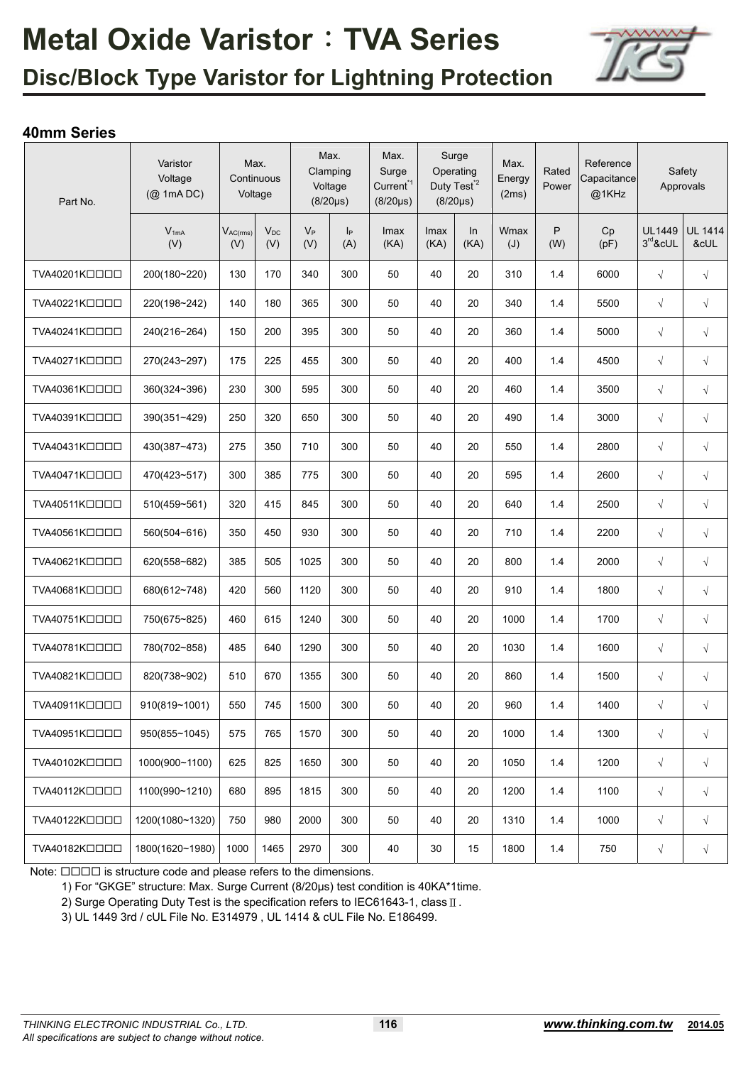# Metal Oxide Varistor：TVA Series

## Disc/Block Type Varistor for Lightning Protection

### 40mm Series

| Part No. | Varistor Voltage (@ 1mA DC) | Max. Continuous Voltage | | Max. Clamping Voltage (8/20μs) | | Max. Surge Current[*1] (8/20μs) | Surge Operating Duty Test[*2] (8/20μs) | | Max. Energy (2ms) | Rated Power | Reference Capacitance @1KHz | Safety Approvals | |
|---|---|---|---|---|---|---|---|---|---|---|---|---|---|
| | $V_{1mA}$ (V) | $V_{AC(rms)}$ (V) | $V_{DC}$ (V) | $V_P$ (V) | $I_P$ (A) | Imax (KA) | Imax (KA) | In (KA) | Wmax (J) | P (W) | Cp (pF) | UL1449 3rd&cUL | UL 1414 &cUL |
| TVA40201K□□□□ | 200(180~220) | 130 | 170 | 340 | 300 | 50 | 40 | 20 | 310 | 1.4 | 6000 | √ | √ |
| TVA40221K□□□□ | 220(198~242) | 140 | 180 | 365 | 300 | 50 | 40 | 20 | 340 | 1.4 | 5500 | √ | √ |
| TVA40241K□□□□ | 240(216~264) | 150 | 200 | 395 | 300 | 50 | 40 | 20 | 360 | 1.4 | 5000 | √ | √ |
| TVA40271K□□□□ | 270(243~297) | 175 | 225 | 455 | 300 | 50 | 40 | 20 | 400 | 1.4 | 4500 | √ | √ |
| TVA40361K□□□□ | 360(324~396) | 230 | 300 | 595 | 300 | 50 | 40 | 20 | 460 | 1.4 | 3500 | √ | √ |
| TVA40391K□□□□ | 390(351~429) | 250 | 320 | 650 | 300 | 50 | 40 | 20 | 490 | 1.4 | 3000 | √ | √ |
| TVA40431K□□□□ | 430(387~473) | 275 | 350 | 710 | 300 | 50 | 40 | 20 | 550 | 1.4 | 2800 | √ | √ |
| TVA40471K□□□□ | 470(423~517) | 300 | 385 | 775 | 300 | 50 | 40 | 20 | 595 | 1.4 | 2600 | √ | √ |
| TVA40511K□□□□ | 510(459~561) | 320 | 415 | 845 | 300 | 50 | 40 | 20 | 640 | 1.4 | 2500 | √ | √ |
| TVA40561K□□□□ | 560(504~616) | 350 | 450 | 930 | 300 | 50 | 40 | 20 | 710 | 1.4 | 2200 | √ | √ |
| TVA40621K□□□□ | 620(558~682) | 385 | 505 | 1025 | 300 | 50 | 40 | 20 | 800 | 1.4 | 2000 | √ | √ |
| TVA40681K□□□□ | 680(612~748) | 420 | 560 | 1120 | 300 | 50 | 40 | 20 | 910 | 1.4 | 1800 | √ | √ |
| TVA40751K□□□□ | 750(675~825) | 460 | 615 | 1240 | 300 | 50 | 40 | 20 | 1000 | 1.4 | 1700 | √ | √ |
| TVA40781K□□□□ | 780(702~858) | 485 | 640 | 1290 | 300 | 50 | 40 | 20 | 1030 | 1.4 | 1600 | √ | √ |
| TVA40821K□□□□ | 820(738~902) | 510 | 670 | 1355 | 300 | 50 | 40 | 20 | 860 | 1.4 | 1500 | √ | √ |
| TVA40911K□□□□ | 910(819~1001) | 550 | 745 | 1500 | 300 | 50 | 40 | 20 | 960 | 1.4 | 1400 | √ | √ |
| TVA40951K□□□□ | 950(855~1045) | 575 | 765 | 1570 | 300 | 50 | 40 | 20 | 1000 | 1.4 | 1300 | √ | √ |
| TVA40102K□□□□ | 1000(900~1100) | 625 | 825 | 1650 | 300 | 50 | 40 | 20 | 1050 | 1.4 | 1200 | √ | √ |
| TVA40112K□□□□ | 1100(990~1210) | 680 | 895 | 1815 | 300 | 50 | 40 | 20 | 1200 | 1.4 | 1100 | √ | √ |
| TVA40122K□□□□ | 1200(1080~1320) | 750 | 980 | 2000 | 300 | 50 | 40 | 20 | 1310 | 1.4 | 1000 | √ | √ |
| TVA40182K□□□□ | 1800(1620~1980) | 1000 | 1465 | 2970 | 300 | 40 | 30 | 15 | 1800 | 1.4 | 750 | √ | √ |

Note: □□□□ is structure code and please refers to the dimensions.

1) For "GKGE" structure: Max. Surge Current (8/20μs) test condition is 40KA*1time.

2) Surge Operating Duty Test is the specification refers to IEC61643-1, class Ⅱ.

3) UL 1449 3rd / cUL File No. E314979 , UL 1414 & cUL File No. E186499.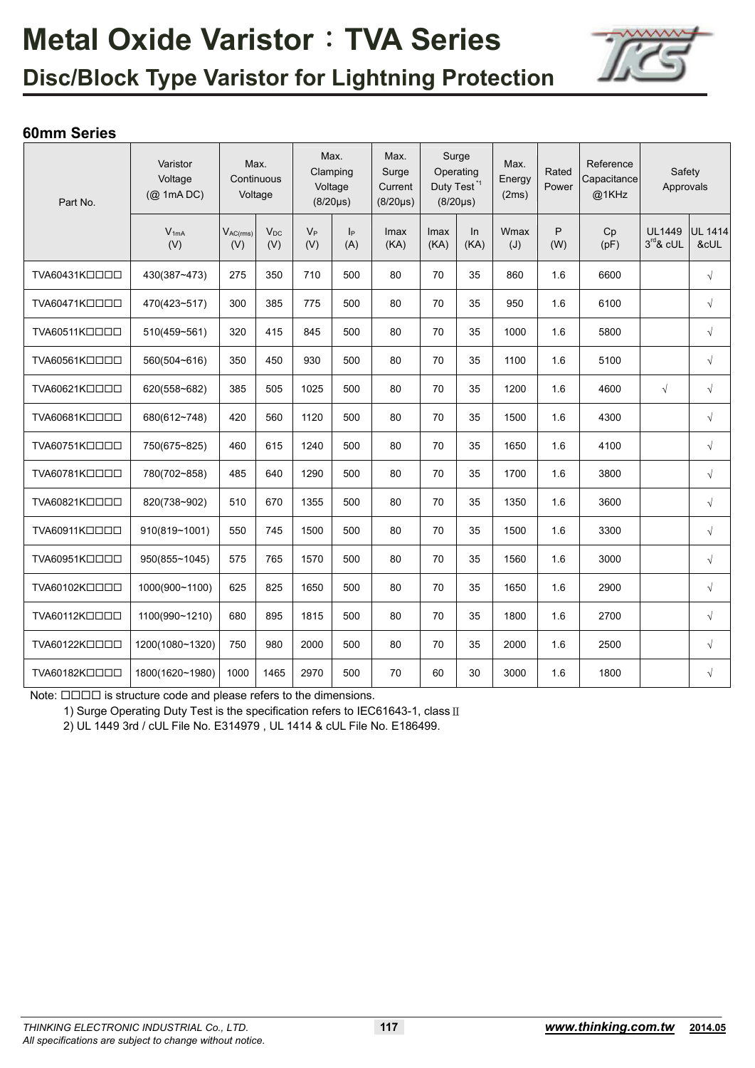# Metal Oxide Varistor：TVA Series

## Disc/Block Type Varistor for Lightning Protection

### 60mm Series

| Part No. | Varistor Voltage (@ 1mA DC) | Max. Continuous Voltage | | Max. Clamping Voltage (8/20μs) | | Max. Surge Current (8/20μs) | Surge Operating Duty Test [*1] (8/20μs) | | Max. Energy (2ms) | Rated Power | Reference Capacitance @1KHz | Safety Approvals | |
|---|---|---|---|---|---|---|---|---|---|---|---|---|---|
| | $V_{1mA}$ (V) | $V_{AC(rms)}$ (V) | $V_{DC}$ (V) | $V_P$ (V) | $I_P$ (A) | Imax (KA) | Imax (KA) | In (KA) | Wmax (J) | P (W) | Cp (pF) | UL1449 3rd & cUL | UL 1414 &cUL |
| TVA60431K□□□□ | 430(387~473) | 275 | 350 | 710 | 500 | 80 | 70 | 35 | 860 | 1.6 | 6600 | | √ |
| TVA60471K□□□□ | 470(423~517) | 300 | 385 | 775 | 500 | 80 | 70 | 35 | 950 | 1.6 | 6100 | | √ |
| TVA60511K□□□□ | 510(459~561) | 320 | 415 | 845 | 500 | 80 | 70 | 35 | 1000 | 1.6 | 5800 | | √ |
| TVA60561K□□□□ | 560(504~616) | 350 | 450 | 930 | 500 | 80 | 70 | 35 | 1100 | 1.6 | 5100 | | √ |
| TVA60621K□□□□ | 620(558~682) | 385 | 505 | 1025 | 500 | 80 | 70 | 35 | 1200 | 1.6 | 4600 | √ | √ |
| TVA60681K□□□□ | 680(612~748) | 420 | 560 | 1120 | 500 | 80 | 70 | 35 | 1500 | 1.6 | 4300 | | √ |
| TVA60751K□□□□ | 750(675~825) | 460 | 615 | 1240 | 500 | 80 | 70 | 35 | 1650 | 1.6 | 4100 | | √ |
| TVA60781K□□□□ | 780(702~858) | 485 | 640 | 1290 | 500 | 80 | 70 | 35 | 1700 | 1.6 | 3800 | | √ |
| TVA60821K□□□□ | 820(738~902) | 510 | 670 | 1355 | 500 | 80 | 70 | 35 | 1350 | 1.6 | 3600 | | √ |
| TVA60911K□□□□ | 910(819~1001) | 550 | 745 | 1500 | 500 | 80 | 70 | 35 | 1500 | 1.6 | 3300 | | √ |
| TVA60951K□□□□ | 950(855~1045) | 575 | 765 | 1570 | 500 | 80 | 70 | 35 | 1560 | 1.6 | 3000 | | √ |
| TVA60102K□□□□ | 1000(900~1100) | 625 | 825 | 1650 | 500 | 80 | 70 | 35 | 1650 | 1.6 | 2900 | | √ |
| TVA60112K□□□□ | 1100(990~1210) | 680 | 895 | 1815 | 500 | 80 | 70 | 35 | 1800 | 1.6 | 2700 | | √ |
| TVA60122K□□□□ | 1200(1080~1320) | 750 | 980 | 2000 | 500 | 80 | 70 | 35 | 2000 | 1.6 | 2500 | | √ |
| TVA60182K□□□□ | 1800(1620~1980) | 1000 | 1465 | 2970 | 500 | 70 | 60 | 30 | 3000 | 1.6 | 1800 | | √ |

Note: □□□□ is structure code and please refers to the dimensions.

1) Surge Operating Duty Test is the specification refers to IEC61643-1, class Ⅱ

2) UL 1449 3rd / cUL File No. E314979 , UL 1414 & cUL File No. E186499.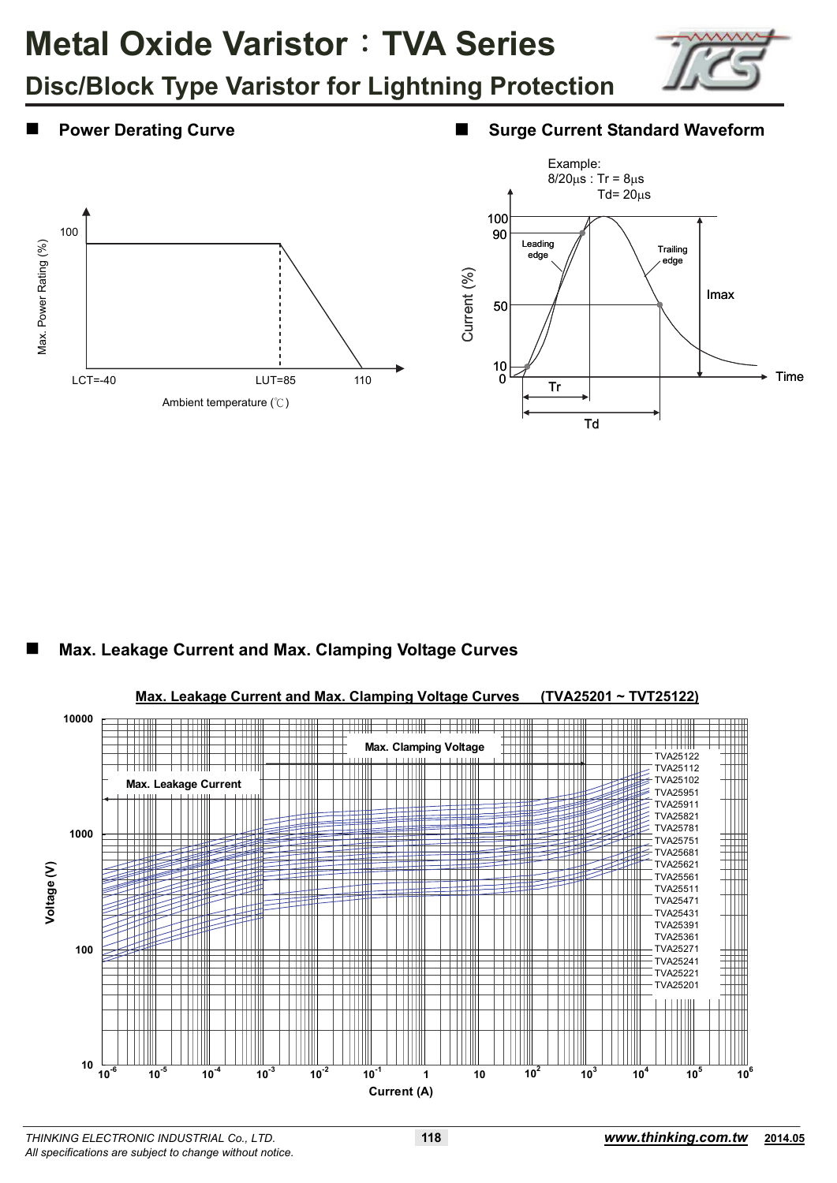# Metal Oxide Varistor：TVA Series

## Disc/Block Type Varistor for Lightning Protection

## Power Derating Curve

Max. Power Rating (%)

100

LCT=-40　LUT=85　110

Ambient temperature (℃)

## Surge Current Standard Waveform

Example:
8/20μs : Tr = 8μs
Td= 20μs

Current (%)

100
90
50
10
0

Leading edge

Trailing edge

Imax

Tr

Td

Time

## Max. Leakage Current and Max. Clamping Voltage Curves

**Max. Leakage Current and Max. Clamping Voltage Curves　(TVA25201 ~ TVT25122)**

Max. Leakage Current

Max. Clamping Voltage

TVA25122
TVA25112
TVA25102
TVA25951
TVA25911
TVA25821
TVA25781
TVA25751
TVA25681
TVA25621
TVA25561
TVA25511
TVA25471
TVA25431
TVA25391
TVA25361
TVA25271
TVA25241
TVA25221
TVA25201

Voltage (V): 10, 100, 1000, 10000

Current (A): $10^{-6}$, $10^{-5}$, $10^{-4}$, $10^{-3}$, $10^{-2}$, $10^{-1}$, 1, 10, $10^{2}$, $10^{3}$, $10^{4}$, $10^{5}$, $10^{6}$

*THINKING ELECTRONIC INDUSTRIAL Co., LTD.*
*All specifications are subject to change without notice.*

**www.thinking.com.tw**　**2014.05**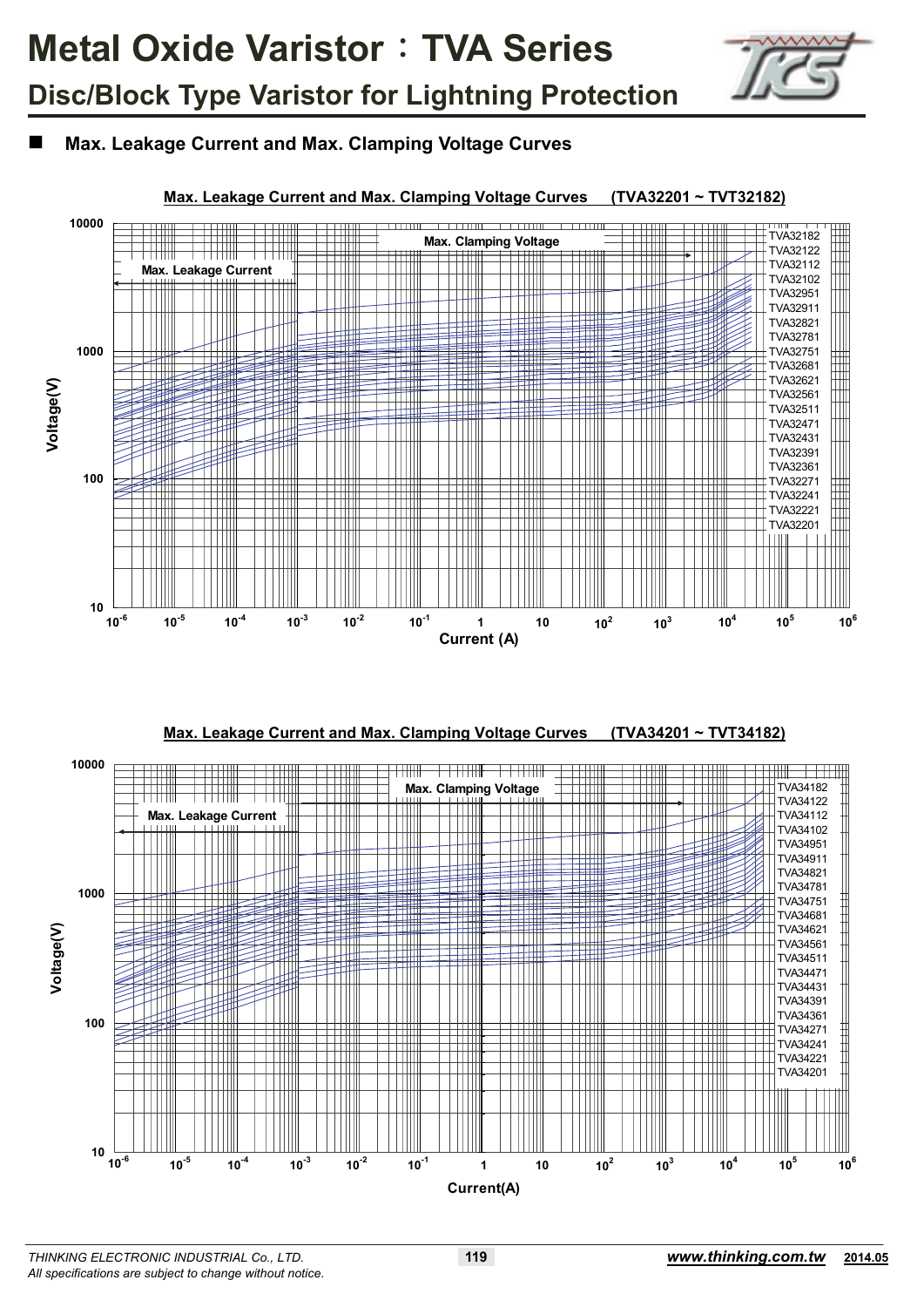# Metal Oxide Varistor：TVA Series

## Disc/Block Type Varistor for Lightning Protection

### ■ Max. Leakage Current and Max. Clamping Voltage Curves

**Max. Leakage Current and Max. Clamping Voltage Curves (TVA32201 ~ TVT32182)**

Max. Clamping Voltage

Max. Leakage Current

TVA32182
TVA32122
TVA32112
TVA32102
TVA32951
TVA32911
TVA32821
TVA32781
TVA32751
TVA32681
TVA32621
TVA32561
TVA32511
TVA32471
TVA32431
TVA32391
TVA32361
TVA32271
TVA32241
TVA32221
TVA32201

Voltage(V): 10, 100, 1000, 10000

Current (A): $10^{-6}$, $10^{-5}$, $10^{-4}$, $10^{-3}$, $10^{-2}$, $10^{-1}$, 1, 10, $10^{2}$, $10^{3}$, $10^{4}$, $10^{5}$, $10^{6}$

**Max. Leakage Current and Max. Clamping Voltage Curves (TVA34201 ~ TVT34182)**

Max. Clamping Voltage

Max. Leakage Current

TVA34182
TVA34122
TVA34112
TVA34102
TVA34951
TVA34911
TVA34821
TVA34781
TVA34751
TVA34681
TVA34621
TVA34561
TVA34511
TVA34471
TVA34431
TVA34391
TVA34361
TVA34271
TVA34241
TVA34221
TVA34201

Voltage(V): 10, 100, 1000, 10000

Current(A): $10^{-6}$, $10^{-5}$, $10^{-4}$, $10^{-3}$, $10^{-2}$, $10^{-1}$, 1, 10, $10^{2}$, $10^{3}$, $10^{4}$, $10^{5}$, $10^{6}$

*THINKING ELECTRONIC INDUSTRIAL Co., LTD.*
*All specifications are subject to change without notice.*

**www.thinking.com.tw** 2014.05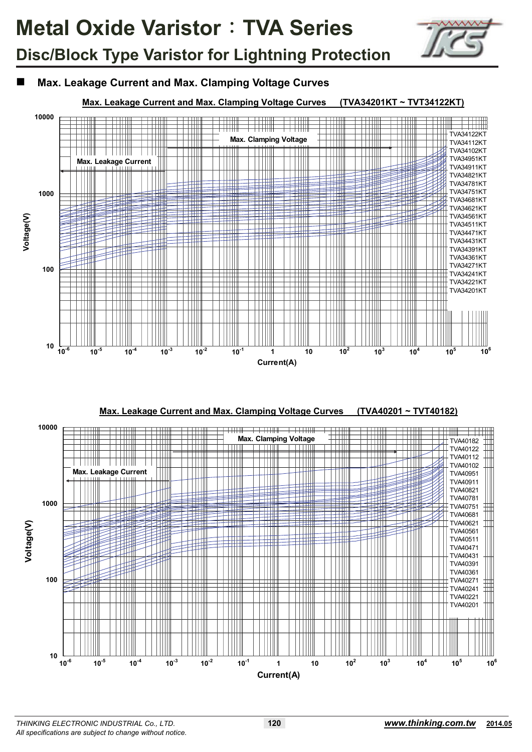# Metal Oxide Varistor：TVA Series

## Disc/Block Type Varistor for Lightning Protection

### Max. Leakage Current and Max. Clamping Voltage Curves

**Max. Leakage Current and Max. Clamping Voltage Curves (TVA34201KT ~ TVT34122KT)**

Max. Clamping Voltage

Max. Leakage Current

Voltage(V): 10, 100, 1000, 10000

Current(A): $10^{-6}$, $10^{-5}$, $10^{-4}$, $10^{-3}$, $10^{-2}$, $10^{-1}$, 1, 10, $10^{2}$, $10^{3}$, $10^{4}$, $10^{5}$, $10^{6}$

TVA34122KT
TVA34112KT
TVA34102KT
TVA34951KT
TVA34911KT
TVA34821KT
TVA34781KT
TVA34751KT
TVA34681KT
TVA34621KT
TVA34561KT
TVA34511KT
TVA34471KT
TVA34431KT
TVA34391KT
TVA34361KT
TVA34271KT
TVA34241KT
TVA34221KT
TVA34201KT

**Max. Leakage Current and Max. Clamping Voltage Curves (TVA40201 ~ TVT40182)**

Max. Clamping Voltage

Max. Leakage Current

Voltage(V): 10, 100, 1000, 10000

Current(A): $10^{-6}$, $10^{-5}$, $10^{-4}$, $10^{-3}$, $10^{-2}$, $10^{-1}$, 1, 10, $10^{2}$, $10^{3}$, $10^{4}$, $10^{5}$, $10^{6}$

TVA40182
TVA40122
TVA40112
TVA40102
TVA40951
TVA40911
TVA40821
TVA40781
TVA40751
TVA40681
TVA40621
TVA40561
TVA40511
TVA40471
TVA40431
TVA40391
TVA40361
TVA40271
TVA40241
TVA40221
TVA40201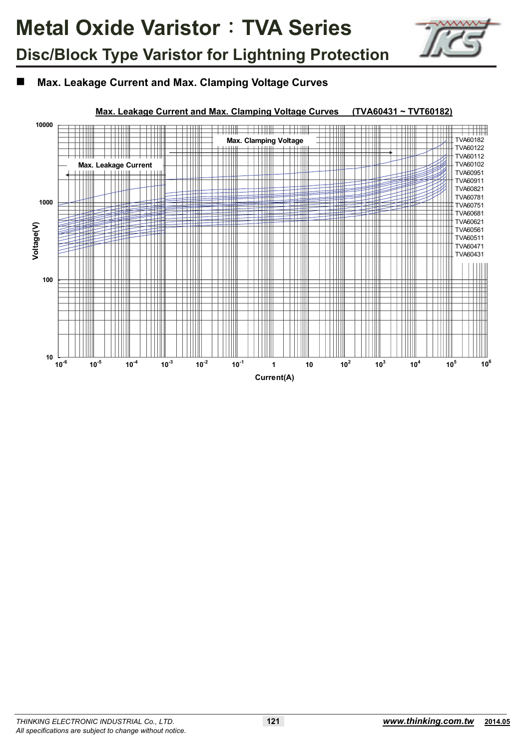# Metal Oxide Varistor：TVA Series

## Disc/Block Type Varistor for Lightning Protection

■ **Max. Leakage Current and Max. Clamping Voltage Curves**

**Max. Leakage Current and Max. Clamping Voltage Curves (TVA60431 ~ TVT60182)**

Max. Clamping Voltage

Max. Leakage Current

TVA60182
TVA60122
TVA60112
TVA60102
TVA60951
TVA60911
TVA60821
TVA60781
TVA60751
TVA60681
TVA60621
TVA60561
TVA60511
TVA60471
TVA60431

Voltage(V): 10, 100, 1000, 10000

Current(A): $10^{-6}$, $10^{-5}$, $10^{-4}$, $10^{-3}$, $10^{-2}$, $10^{-1}$, 1, 10, $10^{2}$, $10^{3}$, $10^{4}$, $10^{5}$, $10^{6}$

*THINKING ELECTRONIC INDUSTRIAL Co., LTD.*
*All specifications are subject to change without notice.*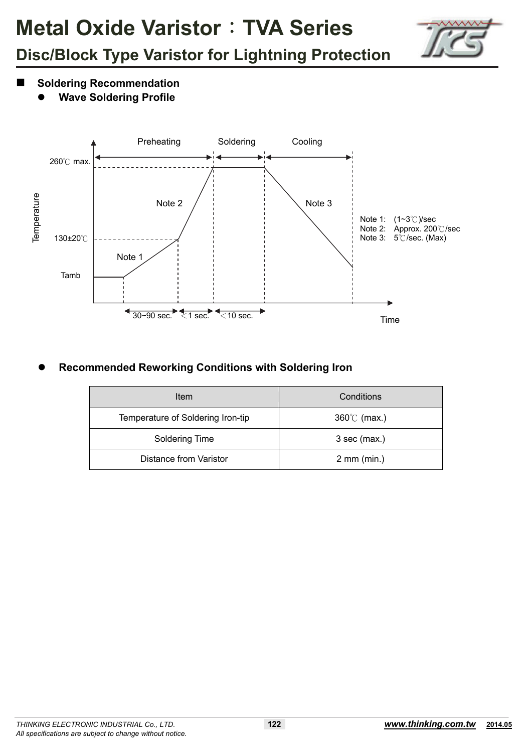# Metal Oxide Varistor：TVA Series

## Disc/Block Type Varistor for Lightning Protection

- **Soldering Recommendation**
  - **Wave Soldering Profile**

Preheating | Soldering | Cooling

260℃ max.

130±20℃

Tamb

Temperature

Time

Note 1 | Note 2 | Note 3

30~90 sec. | ＜1 sec. | ＜10 sec.

Note 1: (1~3℃)/sec
Note 2: Approx. 200℃/sec
Note 3: 5℃/sec. (Max)

- **Recommended Reworking Conditions with Soldering Iron**

| Item | Conditions |
|---|---|
| Temperature of Soldering Iron-tip | 360℃ (max.) |
| Soldering Time | 3 sec (max.) |
| Distance from Varistor | 2 mm (min.) |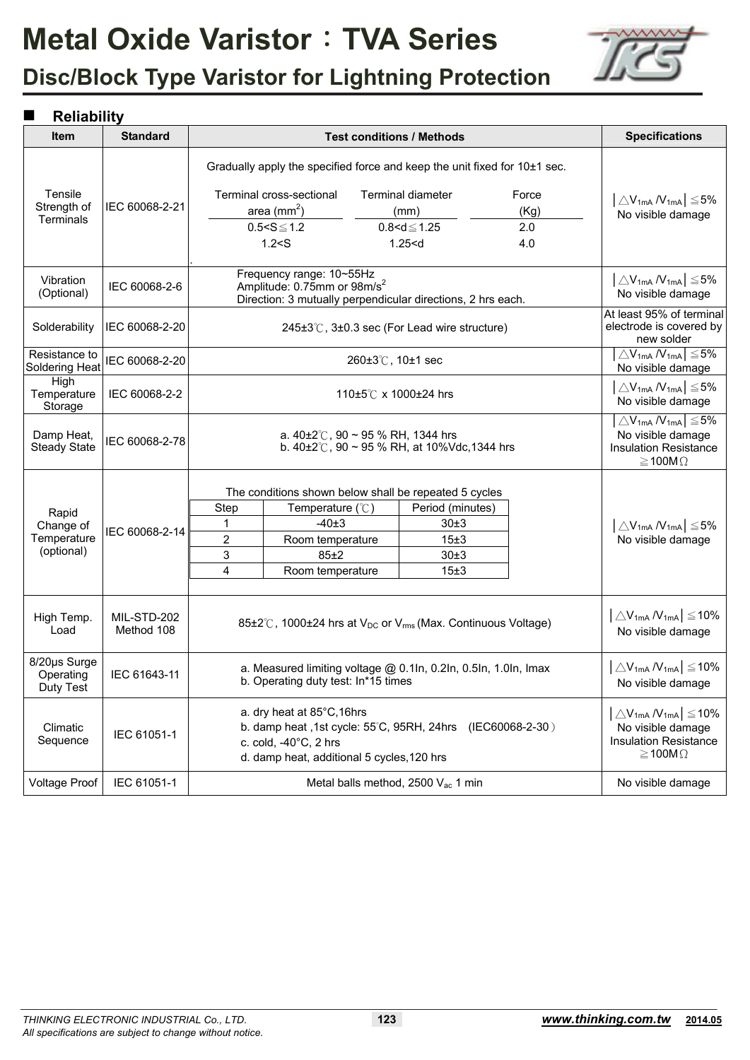# Metal Oxide Varistor：TVA Series

## Disc/Block Type Varistor for Lightning Protection

### ■ Reliability

| Item | Standard | Test conditions / Methods | Specifications |
|---|---|---|---|
| Tensile Strength of Terminals | IEC 60068-2-21 | Gradually apply the specified force and keep the unit fixed for 10±1 sec.<br><br>Terminal cross-sectional area ($mm^2$) / Terminal diameter (mm) / Force (Kg):<br>0.5<S≦1.2 / 0.8<d≦1.25 / 2.0<br>1.2<S / 1.25<d / 4.0 | $\lvert \triangle V_{1mA} / V_{1mA} \rvert \leq 5\%$<br>No visible damage |
| Vibration (Optional) | IEC 60068-2-6 | Frequency range: 10~55Hz<br>Amplitude: 0.75mm or $98m/s^2$<br>Direction: 3 mutually perpendicular directions, 2 hrs each. | $\lvert \triangle V_{1mA} / V_{1mA} \rvert \leq 5\%$<br>No visible damage |
| Solderability | IEC 60068-2-20 | 245±3℃, 3±0.3 sec (For Lead wire structure) | At least 95% of terminal electrode is covered by new solder |
| Resistance to Soldering Heat | IEC 60068-2-20 | 260±3℃, 10±1 sec | $\lvert \triangle V_{1mA} / V_{1mA} \rvert \leq 5\%$<br>No visible damage |
| High Temperature Storage | IEC 60068-2-2 | 110±5℃ x 1000±24 hrs | $\lvert \triangle V_{1mA} / V_{1mA} \rvert \leq 5\%$<br>No visible damage |
| Damp Heat, Steady State | IEC 60068-2-78 | a. 40±2℃, 90 ~ 95 % RH, 1344 hrs<br>b. 40±2℃, 90 ~ 95 % RH, at 10%Vdc,1344 hrs | $\lvert \triangle V_{1mA} / V_{1mA} \rvert \leq 5\%$<br>No visible damage<br>Insulation Resistance ≧100MΩ |
| Rapid Change of Temperature (optional) | IEC 60068-2-14 | The conditions shown below shall be repeated 5 cycles<br><br>Step / Temperature (℃) / Period (minutes):<br>1 / -40±3 / 30±3<br>2 / Room temperature / 15±3<br>3 / 85±2 / 30±3<br>4 / Room temperature / 15±3 | $\lvert \triangle V_{1mA} / V_{1mA} \rvert \leq 5\%$<br>No visible damage |
| High Temp. Load | MIL-STD-202 Method 108 | 85±2℃, 1000±24 hrs at $V_{DC}$ or $V_{rms}$ (Max. Continuous Voltage) | $\lvert \triangle V_{1mA} / V_{1mA} \rvert \leq 10\%$<br>No visible damage |
| 8/20μs Surge Operating Duty Test | IEC 61643-11 | a. Measured limiting voltage @ 0.1In, 0.2In, 0.5In, 1.0In, Imax<br>b. Operating duty test: In*15 times | $\lvert \triangle V_{1mA} / V_{1mA} \rvert \leq 10\%$<br>No visible damage |
| Climatic Sequence | IEC 61051-1 | a. dry heat at 85°C,16hrs<br>b. damp heat ,1st cycle: 55°C, 95RH, 24hrs (IEC60068-2-30)<br>c. cold, -40°C, 2 hrs<br>d. damp heat, additional 5 cycles,120 hrs | $\lvert \triangle V_{1mA} / V_{1mA} \rvert \leq 10\%$<br>No visible damage<br>Insulation Resistance ≧100MΩ |
| Voltage Proof | IEC 61051-1 | Metal balls method, 2500 $V_{ac}$ 1 min | No visible damage |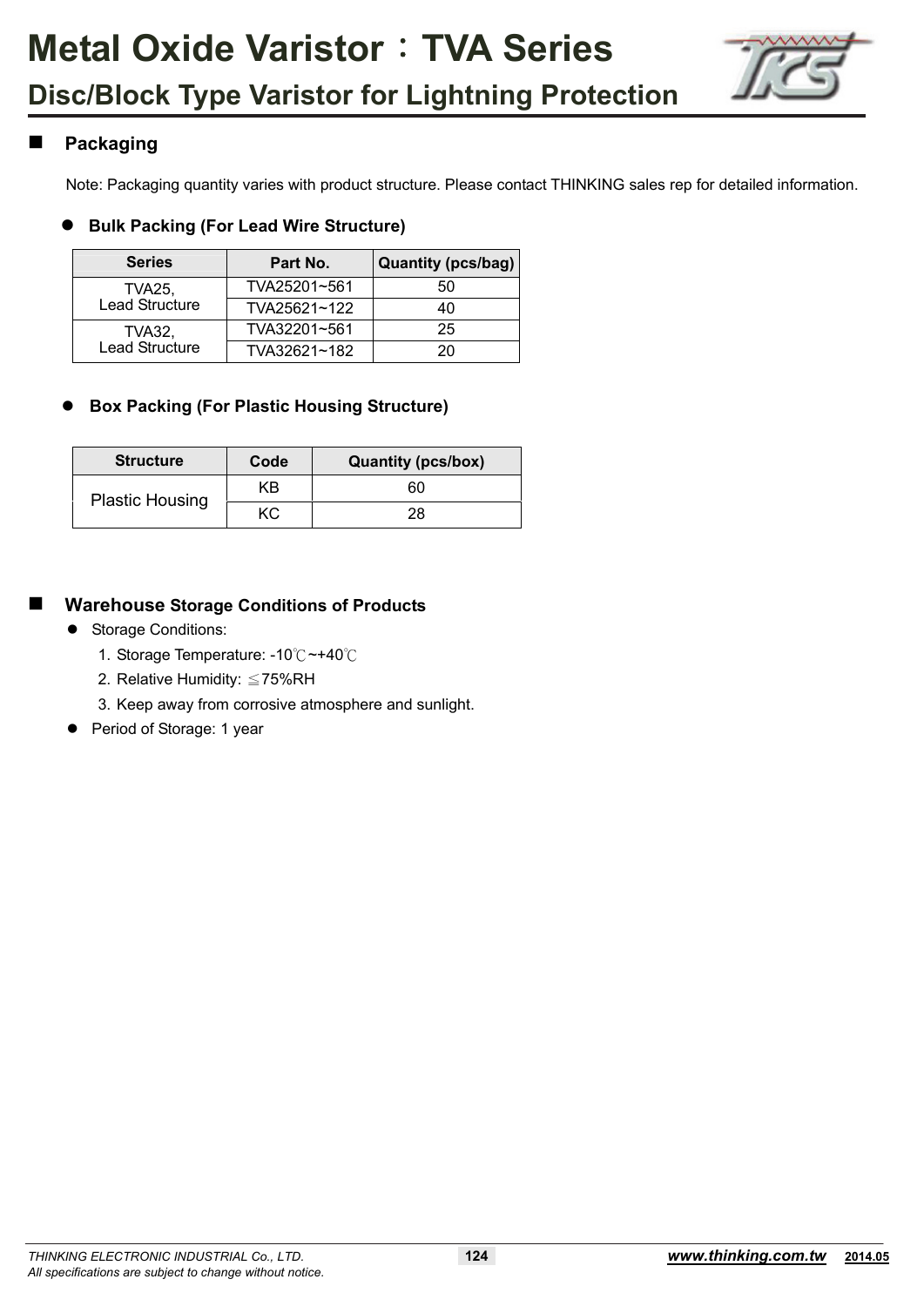# Metal Oxide Varistor：TVA Series

## Disc/Block Type Varistor for Lightning Protection

## Packaging

Note: Packaging quantity varies with product structure. Please contact THINKING sales rep for detailed information.

### Bulk Packing (For Lead Wire Structure)

| Series | Part No. | Quantity (pcs/bag) |
|---|---|---|
| TVA25, Lead Structure | TVA25201~561 | 50 |
| | TVA25621~122 | 40 |
| TVA32, Lead Structure | TVA32201~561 | 25 |
| | TVA32621~182 | 20 |

### Box Packing (For Plastic Housing Structure)

| Structure | Code | Quantity (pcs/box) |
|---|---|---|
| Plastic Housing | KB | 60 |
| | KC | 28 |

## Warehouse Storage Conditions of Products

- Storage Conditions:
  1. Storage Temperature: -10℃~+40℃
  2. Relative Humidity: ≦75%RH
  3. Keep away from corrosive atmosphere and sunlight.
- Period of Storage: 1 year